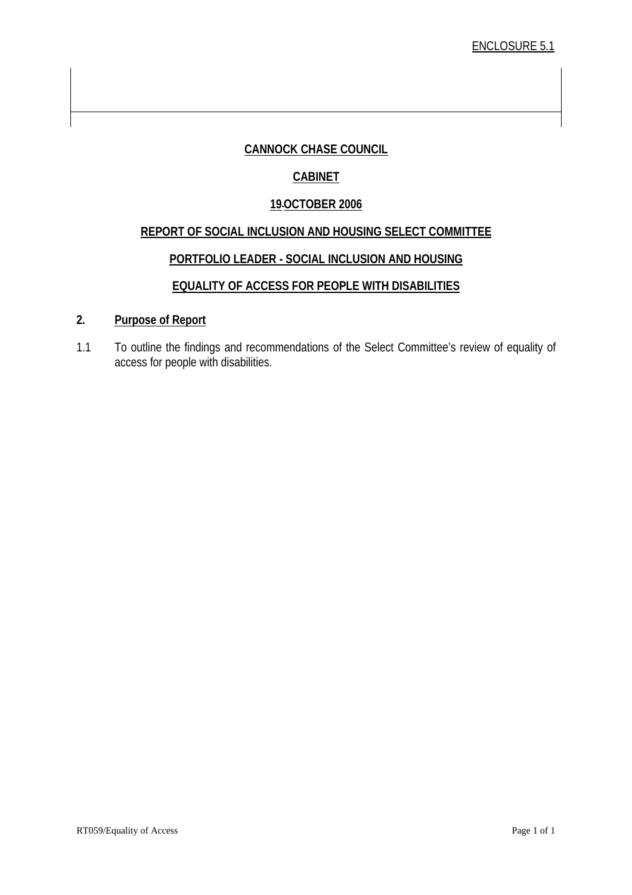ENCLOSURE 5.1

**CANNOCK CHASE COUNCIL**

**CABINET**

**19 OCTOBER 2006**

**REPORT OF SOCIAL INCLUSION AND HOUSING SELECT COMMITTEE**

**PORTFOLIO LEADER - SOCIAL INCLUSION AND HOUSING**

**EQUALITY OF ACCESS FOR PEOPLE WITH DISABILITIES**

## 2. Purpose of Report

1.1 To outline the findings and recommendations of the Select Committee's review of equality of access for people with disabilities.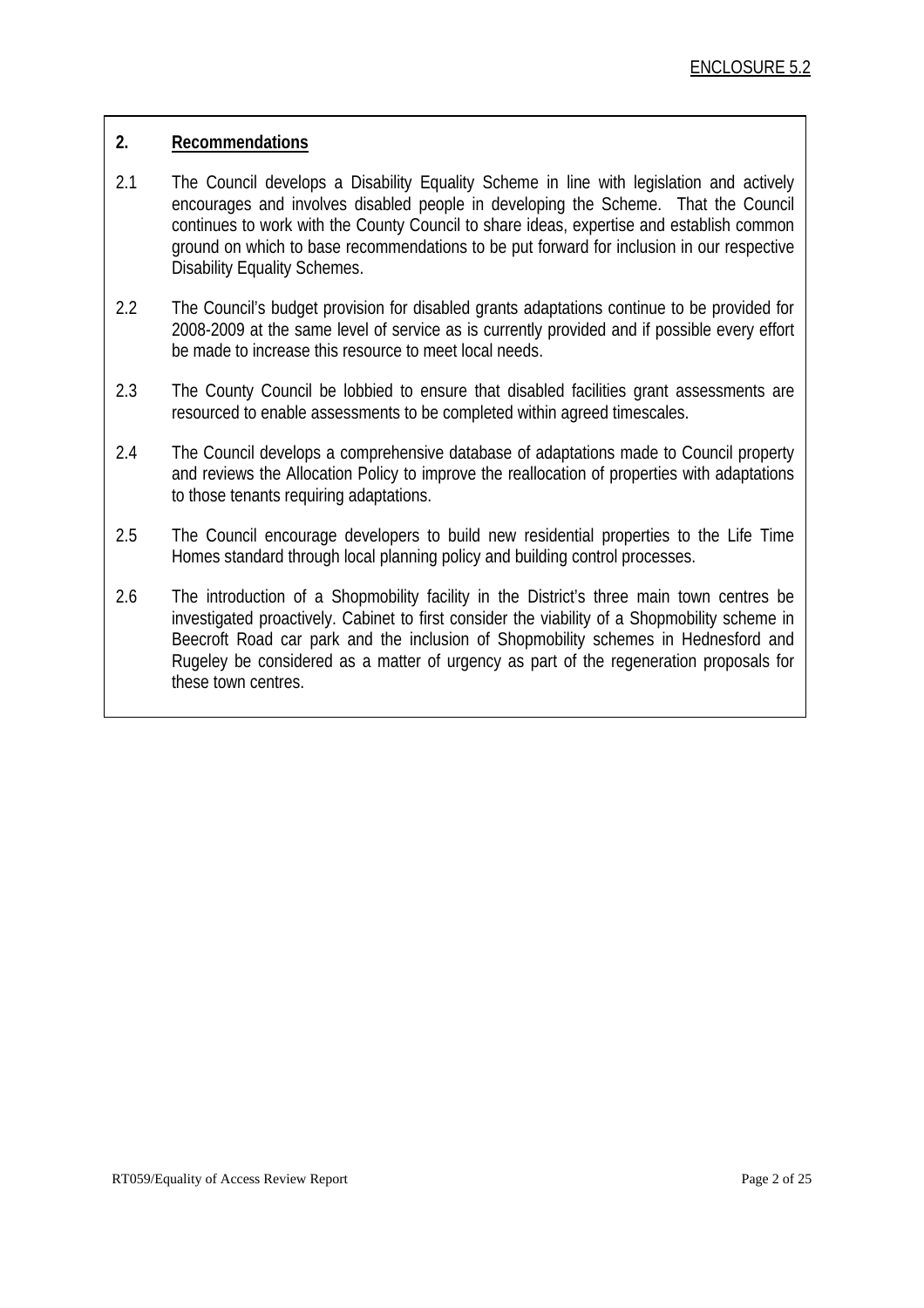ENCLOSURE 5.2

## 2. Recommendations

2.1 The Council develops a Disability Equality Scheme in line with legislation and actively encourages and involves disabled people in developing the Scheme. That the Council continues to work with the County Council to share ideas, expertise and establish common ground on which to base recommendations to be put forward for inclusion in our respective Disability Equality Schemes.

2.2 The Council's budget provision for disabled grants adaptations continue to be provided for 2008-2009 at the same level of service as is currently provided and if possible every effort be made to increase this resource to meet local needs.

2.3 The County Council be lobbied to ensure that disabled facilities grant assessments are resourced to enable assessments to be completed within agreed timescales.

2.4 The Council develops a comprehensive database of adaptations made to Council property and reviews the Allocation Policy to improve the reallocation of properties with adaptations to those tenants requiring adaptations.

2.5 The Council encourage developers to build new residential properties to the Life Time Homes standard through local planning policy and building control processes.

2.6 The introduction of a Shopmobility facility in the District's three main town centres be investigated proactively. Cabinet to first consider the viability of a Shopmobility scheme in Beecroft Road car park and the inclusion of Shopmobility schemes in Hednesford and Rugeley be considered as a matter of urgency as part of the regeneration proposals for these town centres.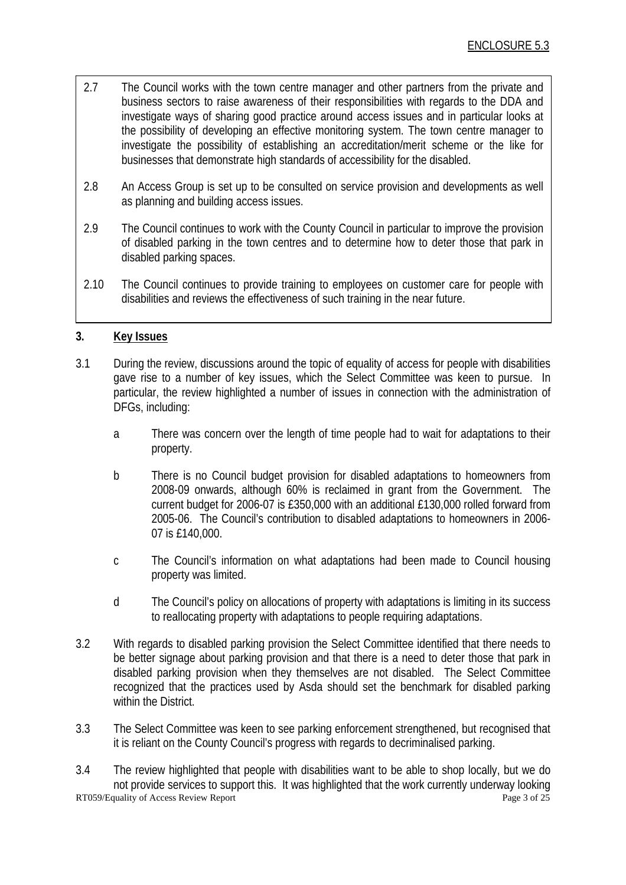2.7 The Council works with the town centre manager and other partners from the private and business sectors to raise awareness of their responsibilities with regards to the DDA and investigate ways of sharing good practice around access issues and in particular looks at the possibility of developing an effective monitoring system. The town centre manager to investigate the possibility of establishing an accreditation/merit scheme or the like for businesses that demonstrate high standards of accessibility for the disabled.

2.8 An Access Group is set up to be consulted on service provision and developments as well as planning and building access issues.

2.9 The Council continues to work with the County Council in particular to improve the provision of disabled parking in the town centres and to determine how to deter those that park in disabled parking spaces.

2.10 The Council continues to provide training to employees on customer care for people with disabilities and reviews the effectiveness of such training in the near future.

## 3. Key Issues

3.1 During the review, discussions around the topic of equality of access for people with disabilities gave rise to a number of key issues, which the Select Committee was keen to pursue. In particular, the review highlighted a number of issues in connection with the administration of DFGs, including:

a There was concern over the length of time people had to wait for adaptations to their property.

b There is no Council budget provision for disabled adaptations to homeowners from 2008-09 onwards, although 60% is reclaimed in grant from the Government. The current budget for 2006-07 is £350,000 with an additional £130,000 rolled forward from 2005-06. The Council's contribution to disabled adaptations to homeowners in 2006-07 is £140,000.

c The Council's information on what adaptations had been made to Council housing property was limited.

d The Council's policy on allocations of property with adaptations is limiting in its success to reallocating property with adaptations to people requiring adaptations.

3.2 With regards to disabled parking provision the Select Committee identified that there needs to be better signage about parking provision and that there is a need to deter those that park in disabled parking provision when they themselves are not disabled. The Select Committee recognized that the practices used by Asda should set the benchmark for disabled parking within the District.

3.3 The Select Committee was keen to see parking enforcement strengthened, but recognised that it is reliant on the County Council's progress with regards to decriminalised parking.

3.4 The review highlighted that people with disabilities want to be able to shop locally, but we do not provide services to support this. It was highlighted that the work currently underway looking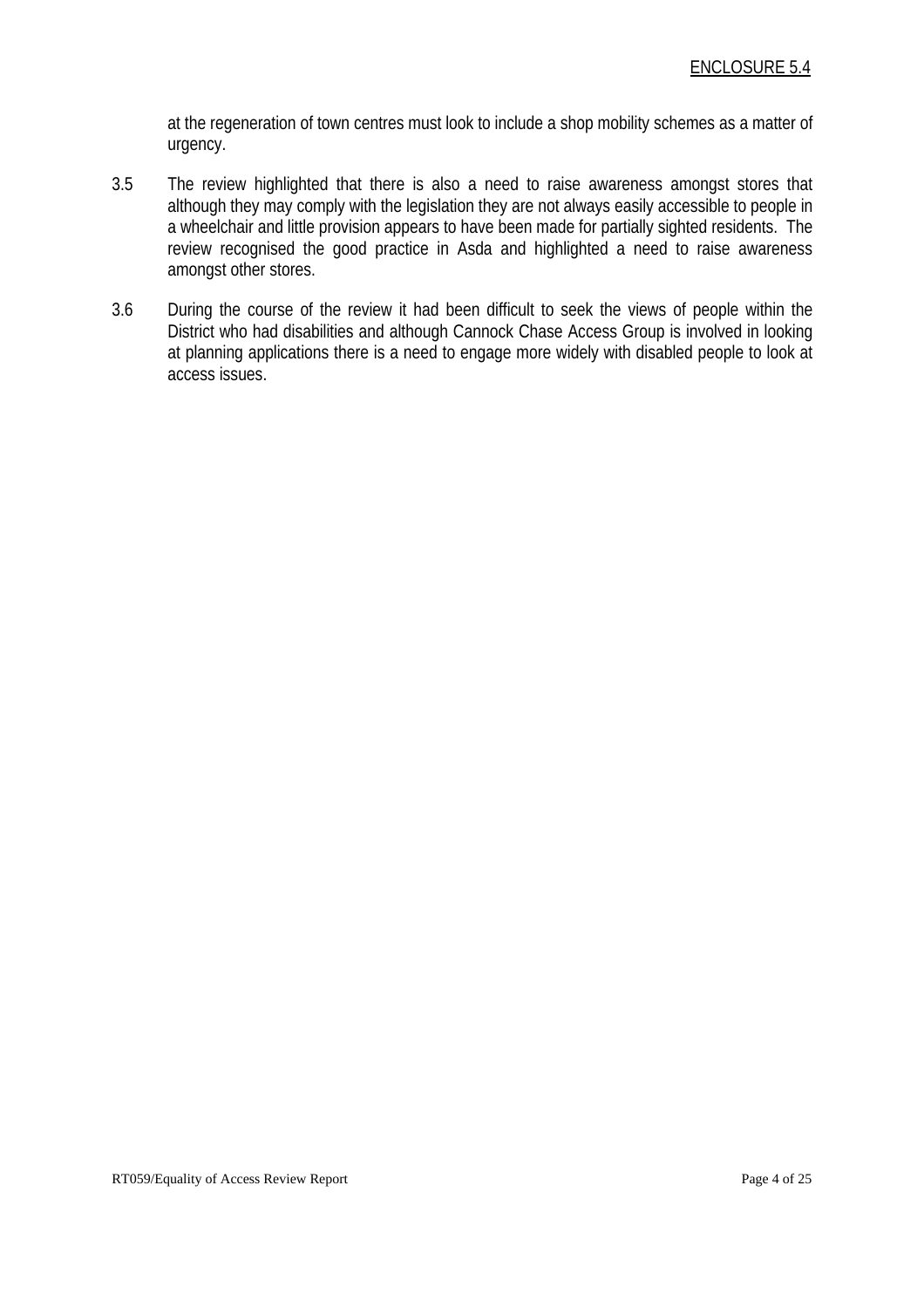at the regeneration of town centres must look to include a shop mobility schemes as a matter of urgency.

3.5 The review highlighted that there is also a need to raise awareness amongst stores that although they may comply with the legislation they are not always easily accessible to people in a wheelchair and little provision appears to have been made for partially sighted residents. The review recognised the good practice in Asda and highlighted a need to raise awareness amongst other stores.

3.6 During the course of the review it had been difficult to seek the views of people within the District who had disabilities and although Cannock Chase Access Group is involved in looking at planning applications there is a need to engage more widely with disabled people to look at access issues.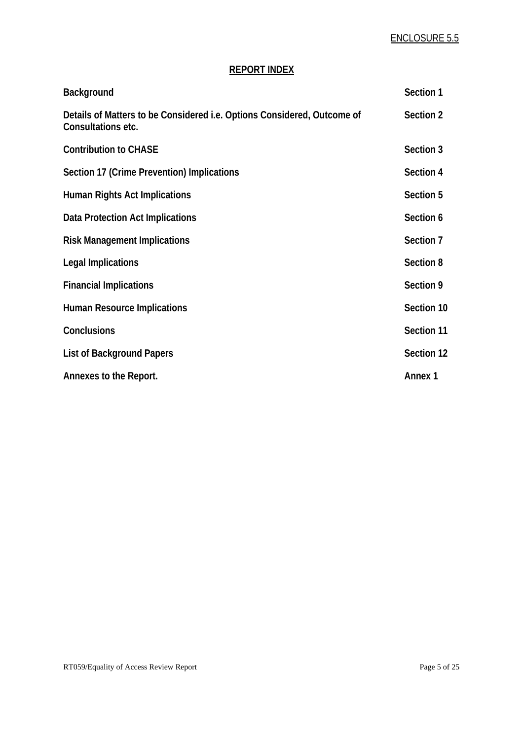ENCLOSURE 5.5

## REPORT INDEX

| | |
|---|---|
| **Background** | **Section 1** |
| **Details of Matters to be Considered i.e. Options Considered, Outcome of Consultations etc.** | **Section 2** |
| **Contribution to CHASE** | **Section 3** |
| **Section 17 (Crime Prevention) Implications** | **Section 4** |
| **Human Rights Act Implications** | **Section 5** |
| **Data Protection Act Implications** | **Section 6** |
| **Risk Management Implications** | **Section 7** |
| **Legal Implications** | **Section 8** |
| **Financial Implications** | **Section 9** |
| **Human Resource Implications** | **Section 10** |
| **Conclusions** | **Section 11** |
| **List of Background Papers** | **Section 12** |
| **Annexes to the Report.** | **Annex 1** |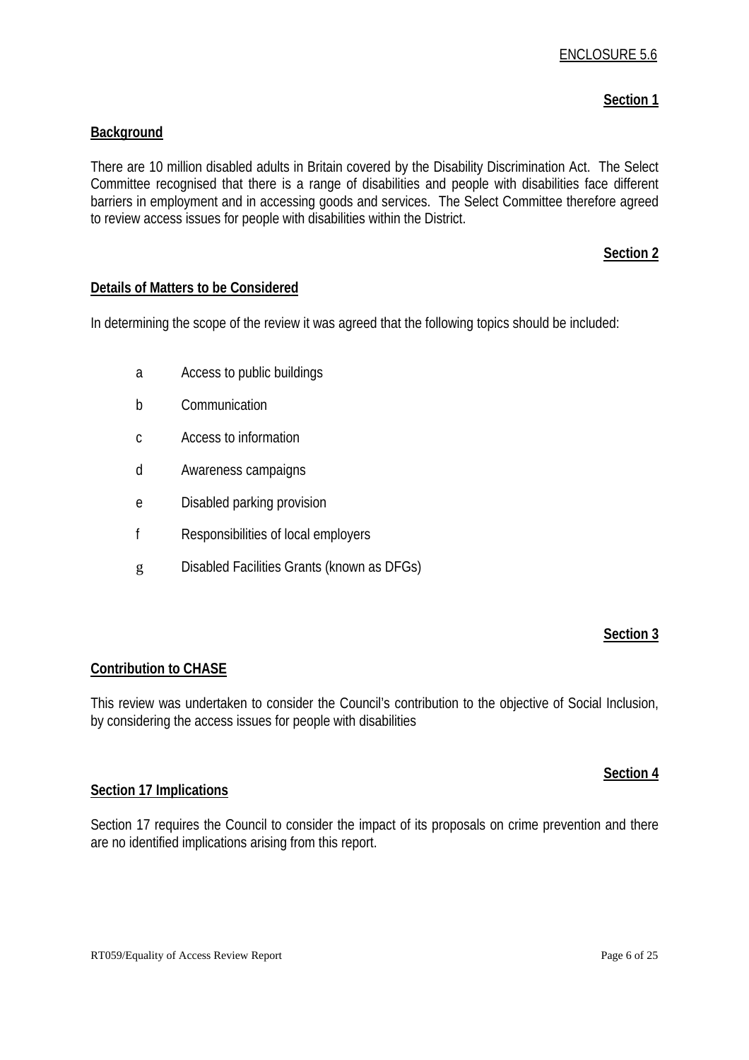ENCLOSURE 5.6

**Section 1**

## Background

There are 10 million disabled adults in Britain covered by the Disability Discrimination Act. The Select Committee recognised that there is a range of disabilities and people with disabilities face different barriers in employment and in accessing goods and services. The Select Committee therefore agreed to review access issues for people with disabilities within the District.

**Section 2**

## Details of Matters to be Considered

In determining the scope of the review it was agreed that the following topics should be included:

- a Access to public buildings
- b Communication
- c Access to information
- d Awareness campaigns
- e Disabled parking provision
- f Responsibilities of local employers
- g Disabled Facilities Grants (known as DFGs)

**Section 3**

## Contribution to CHASE

This review was undertaken to consider the Council's contribution to the objective of Social Inclusion, by considering the access issues for people with disabilities

**Section 4**

## Section 17 Implications

Section 17 requires the Council to consider the impact of its proposals on crime prevention and there are no identified implications arising from this report.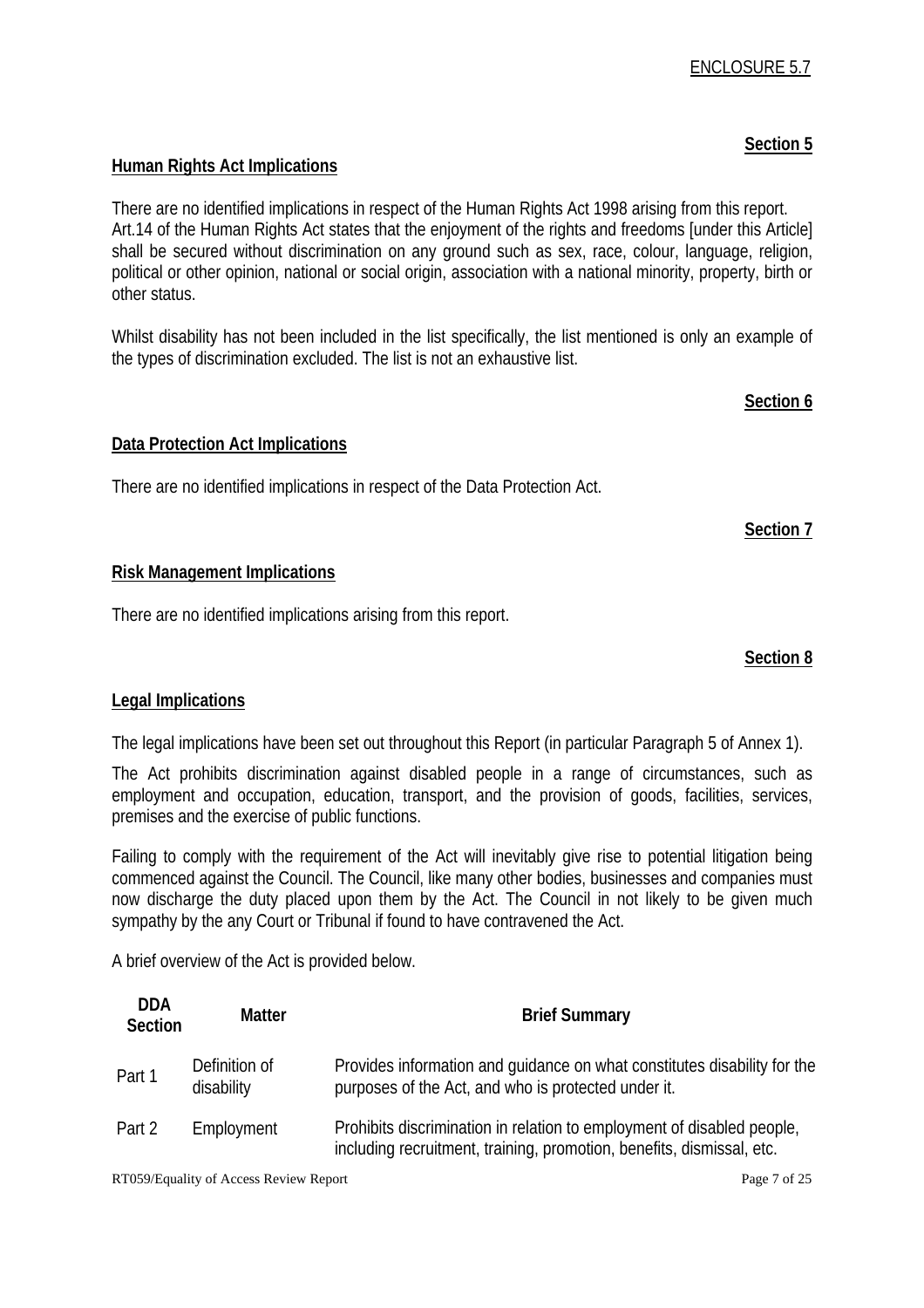ENCLOSURE 5.7

**Section 5**

## Human Rights Act Implications

There are no identified implications in respect of the Human Rights Act 1998 arising from this report. Art.14 of the Human Rights Act states that the enjoyment of the rights and freedoms [under this Article] shall be secured without discrimination on any ground such as sex, race, colour, language, religion, political or other opinion, national or social origin, association with a national minority, property, birth or other status.

Whilst disability has not been included in the list specifically, the list mentioned is only an example of the types of discrimination excluded. The list is not an exhaustive list.

**Section 6**

## Data Protection Act Implications

There are no identified implications in respect of the Data Protection Act.

**Section 7**

## Risk Management Implications

There are no identified implications arising from this report.

**Section 8**

## Legal Implications

The legal implications have been set out throughout this Report (in particular Paragraph 5 of Annex 1).

The Act prohibits discrimination against disabled people in a range of circumstances, such as employment and occupation, education, transport, and the provision of goods, facilities, services, premises and the exercise of public functions.

Failing to comply with the requirement of the Act will inevitably give rise to potential litigation being commenced against the Council. The Council, like many other bodies, businesses and companies must now discharge the duty placed upon them by the Act. The Council in not likely to be given much sympathy by the any Court or Tribunal if found to have contravened the Act.

A brief overview of the Act is provided below.

| DDA Section | Matter | Brief Summary |
|---|---|---|
| Part 1 | Definition of disability | Provides information and guidance on what constitutes disability for the purposes of the Act, and who is protected under it. |
| Part 2 | Employment | Prohibits discrimination in relation to employment of disabled people, including recruitment, training, promotion, benefits, dismissal, etc. |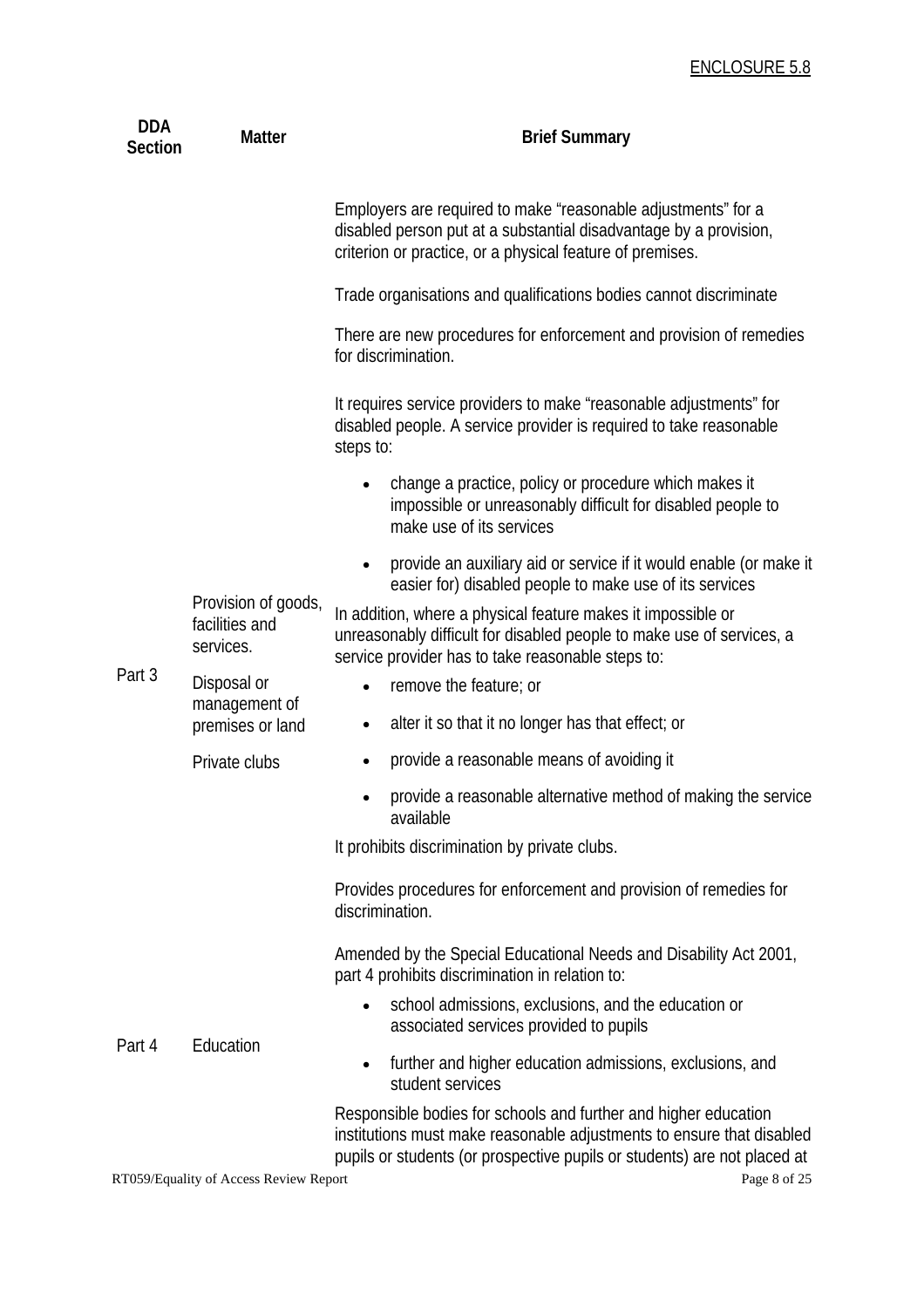ENCLOSURE 5.8

| DDA Section | Matter | Brief Summary |
|---|---|---|
| | | Employers are required to make "reasonable adjustments" for a disabled person put at a substantial disadvantage by a provision, criterion or practice, or a physical feature of premises.<br><br>Trade organisations and qualifications bodies cannot discriminate<br><br>There are new procedures for enforcement and provision of remedies for discrimination. |
| Part 3 | Provision of goods, facilities and services.<br><br>Disposal or management of premises or land<br><br>Private clubs | It requires service providers to make "reasonable adjustments" for disabled people. A service provider is required to take reasonable steps to:<br><br>• change a practice, policy or procedure which makes it impossible or unreasonably difficult for disabled people to make use of its services<br>• provide an auxiliary aid or service if it would enable (or make it easier for) disabled people to make use of its services<br><br>In addition, where a physical feature makes it impossible or unreasonably difficult for disabled people to make use of services, a service provider has to take reasonable steps to:<br><br>• remove the feature; or<br>• alter it so that it no longer has that effect; or<br>• provide a reasonable means of avoiding it<br>• provide a reasonable alternative method of making the service available<br><br>It prohibits discrimination by private clubs.<br><br>Provides procedures for enforcement and provision of remedies for discrimination. |
| Part 4 | Education | Amended by the Special Educational Needs and Disability Act 2001, part 4 prohibits discrimination in relation to:<br><br>• school admissions, exclusions, and the education or associated services provided to pupils<br>• further and higher education admissions, exclusions, and student services<br><br>Responsible bodies for schools and further and higher education institutions must make reasonable adjustments to ensure that disabled pupils or students (or prospective pupils or students) are not placed at |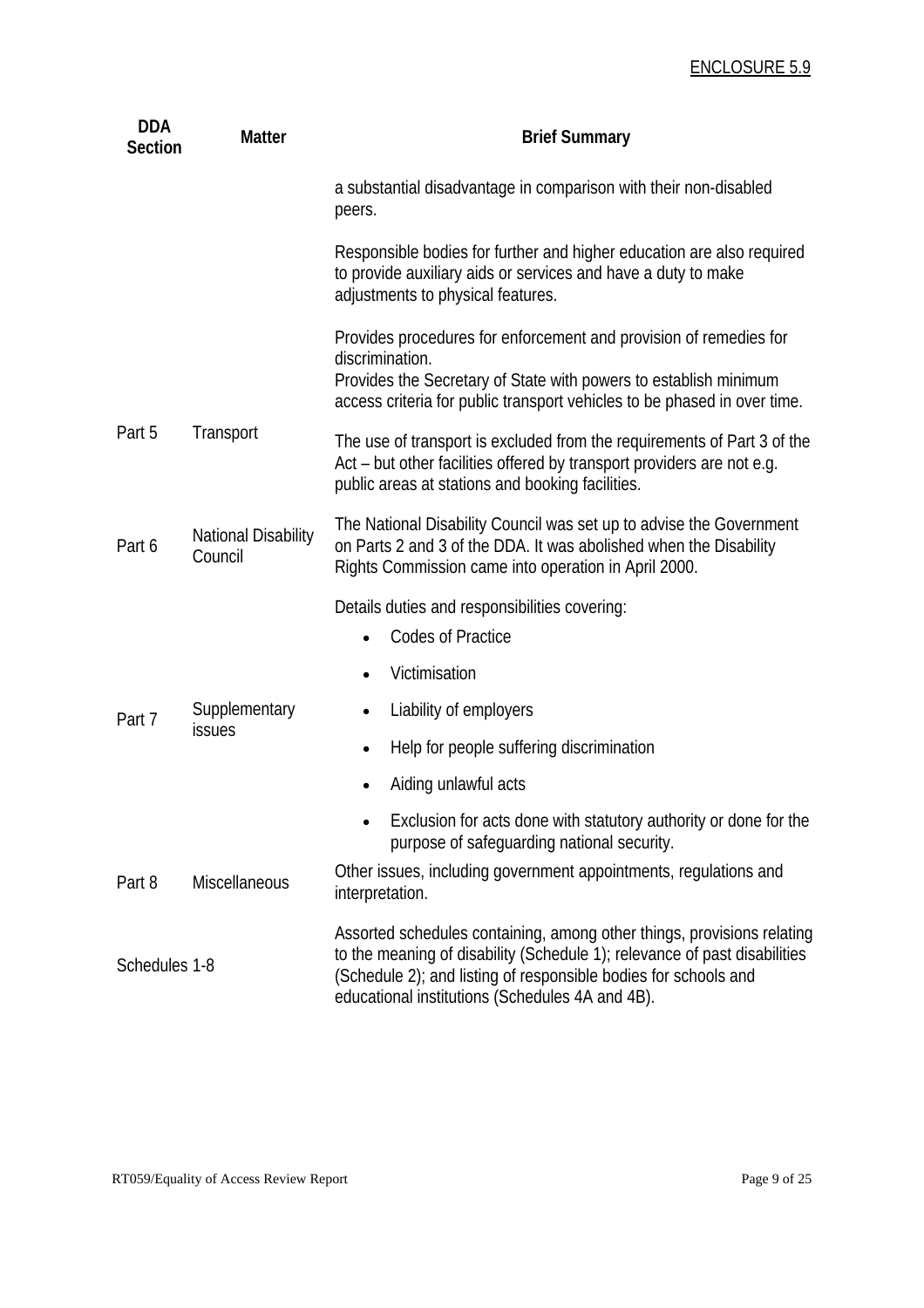ENCLOSURE 5.9

| DDA Section | Matter | Brief Summary |
|---|---|---|
| | | a substantial disadvantage in comparison with their non-disabled peers.<br><br>Responsible bodies for further and higher education are also required to provide auxiliary aids or services and have a duty to make adjustments to physical features.<br><br>Provides procedures for enforcement and provision of remedies for discrimination.<br>Provides the Secretary of State with powers to establish minimum access criteria for public transport vehicles to be phased in over time. |
| Part 5 | Transport | The use of transport is excluded from the requirements of Part 3 of the Act – but other facilities offered by transport providers are not e.g. public areas at stations and booking facilities. |
| Part 6 | National Disability Council | The National Disability Council was set up to advise the Government on Parts 2 and 3 of the DDA. It was abolished when the Disability Rights Commission came into operation in April 2000. |
| Part 7 | Supplementary issues | Details duties and responsibilities covering:<br>• Codes of Practice<br>• Victimisation<br>• Liability of employers<br>• Help for people suffering discrimination<br>• Aiding unlawful acts<br>• Exclusion for acts done with statutory authority or done for the purpose of safeguarding national security. |
| Part 8 | Miscellaneous | Other issues, including government appointments, regulations and interpretation. |
| Schedules 1-8 | | Assorted schedules containing, among other things, provisions relating to the meaning of disability (Schedule 1); relevance of past disabilities (Schedule 2); and listing of responsible bodies for schools and educational institutions (Schedules 4A and 4B). |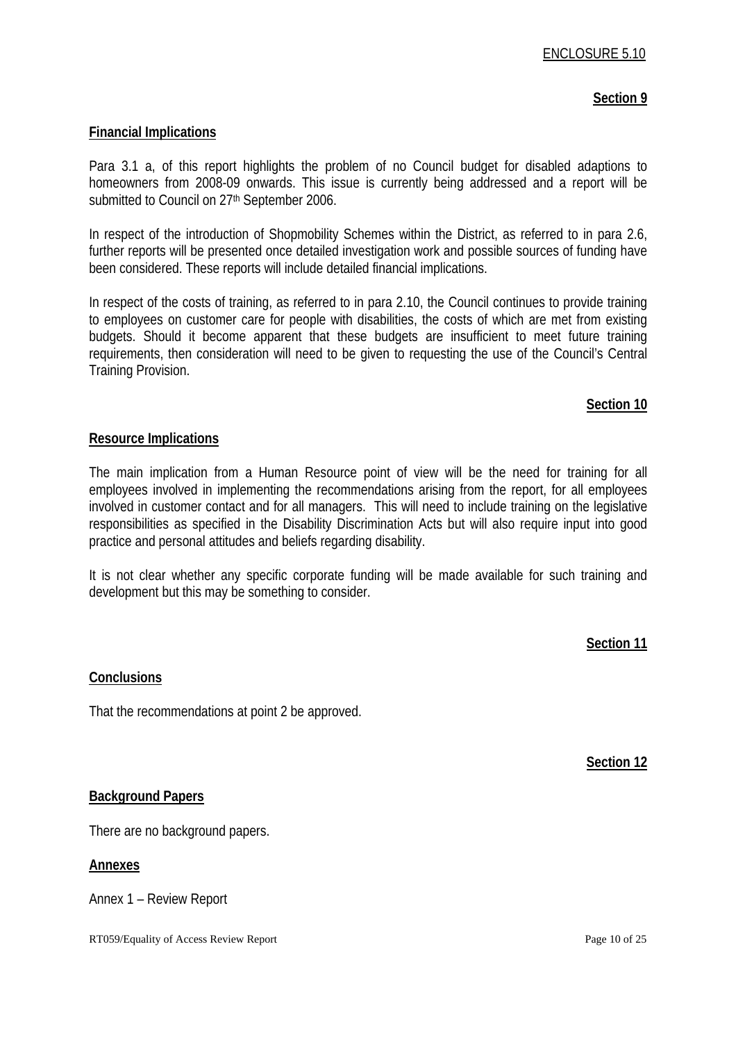ENCLOSURE 5.10

**Section 9**

**Financial Implications**

Para 3.1 a, of this report highlights the problem of no Council budget for disabled adaptions to homeowners from 2008-09 onwards. This issue is currently being addressed and a report will be submitted to Council on 27th September 2006.

In respect of the introduction of Shopmobility Schemes within the District, as referred to in para 2.6, further reports will be presented once detailed investigation work and possible sources of funding have been considered. These reports will include detailed financial implications.

In respect of the costs of training, as referred to in para 2.10, the Council continues to provide training to employees on customer care for people with disabilities, the costs of which are met from existing budgets. Should it become apparent that these budgets are insufficient to meet future training requirements, then consideration will need to be given to requesting the use of the Council's Central Training Provision.

**Section 10**

**Resource Implications**

The main implication from a Human Resource point of view will be the need for training for all employees involved in implementing the recommendations arising from the report, for all employees involved in customer contact and for all managers. This will need to include training on the legislative responsibilities as specified in the Disability Discrimination Acts but will also require input into good practice and personal attitudes and beliefs regarding disability.

It is not clear whether any specific corporate funding will be made available for such training and development but this may be something to consider.

**Section 11**

**Conclusions**

That the recommendations at point 2 be approved.

**Section 12**

**Background Papers**

There are no background papers.

**Annexes**

Annex 1 – Review Report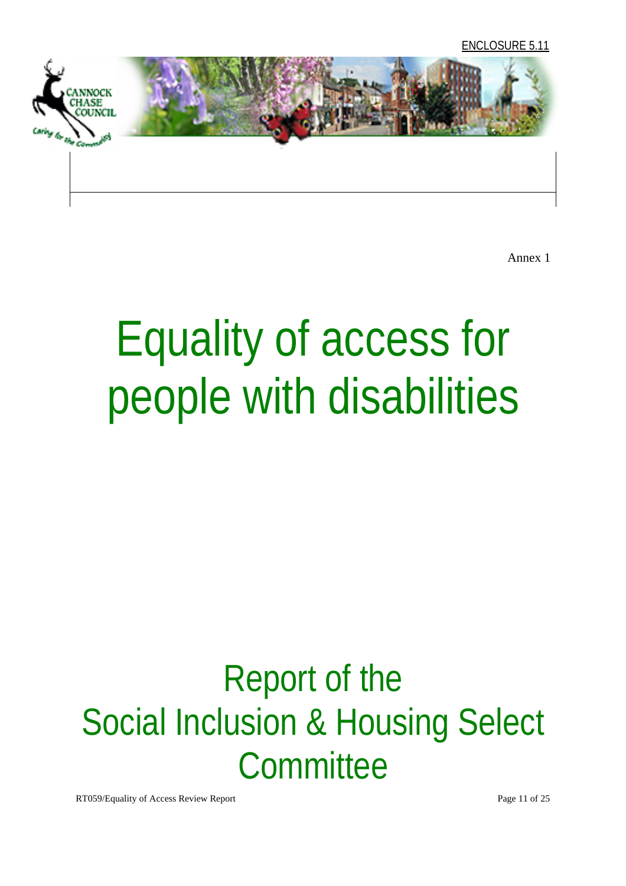ENCLOSURE 5.11

Annex 1

# Equality of access for people with disabilities

## Report of the Social Inclusion & Housing Select Committee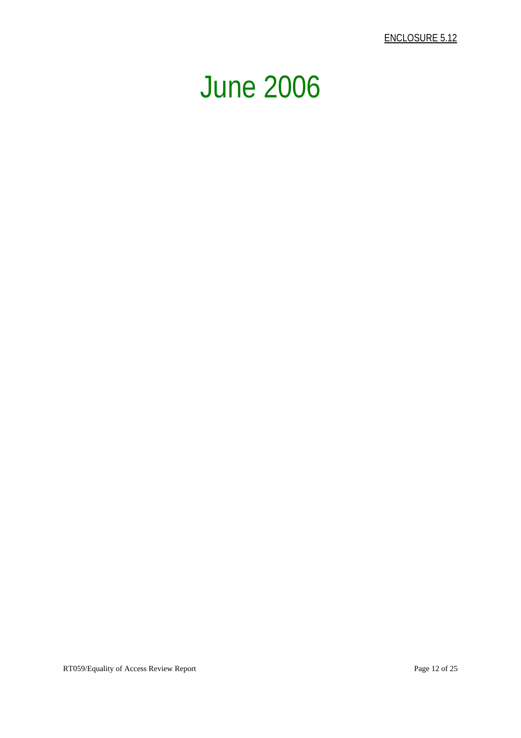ENCLOSURE 5.12

# June 2006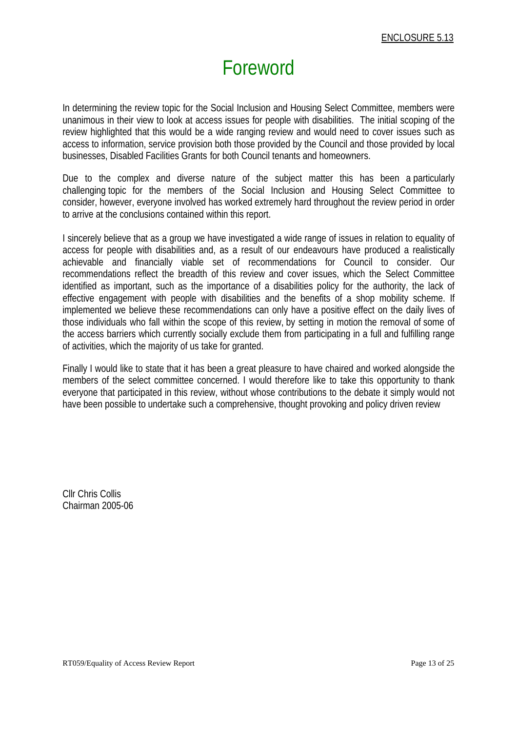ENCLOSURE 5.13

# Foreword

In determining the review topic for the Social Inclusion and Housing Select Committee, members were unanimous in their view to look at access issues for people with disabilities. The initial scoping of the review highlighted that this would be a wide ranging review and would need to cover issues such as access to information, service provision both those provided by the Council and those provided by local businesses, Disabled Facilities Grants for both Council tenants and homeowners.

Due to the complex and diverse nature of the subject matter this has been a particularly challenging topic for the members of the Social Inclusion and Housing Select Committee to consider, however, everyone involved has worked extremely hard throughout the review period in order to arrive at the conclusions contained within this report.

I sincerely believe that as a group we have investigated a wide range of issues in relation to equality of access for people with disabilities and, as a result of our endeavours have produced a realistically achievable and financially viable set of recommendations for Council to consider. Our recommendations reflect the breadth of this review and cover issues, which the Select Committee identified as important, such as the importance of a disabilities policy for the authority, the lack of effective engagement with people with disabilities and the benefits of a shop mobility scheme. If implemented we believe these recommendations can only have a positive effect on the daily lives of those individuals who fall within the scope of this review, by setting in motion the removal of some of the access barriers which currently socially exclude them from participating in a full and fulfilling range of activities, which the majority of us take for granted.

Finally I would like to state that it has been a great pleasure to have chaired and worked alongside the members of the select committee concerned. I would therefore like to take this opportunity to thank everyone that participated in this review, without whose contributions to the debate it simply would not have been possible to undertake such a comprehensive, thought provoking and policy driven review

Cllr Chris Collis
Chairman 2005-06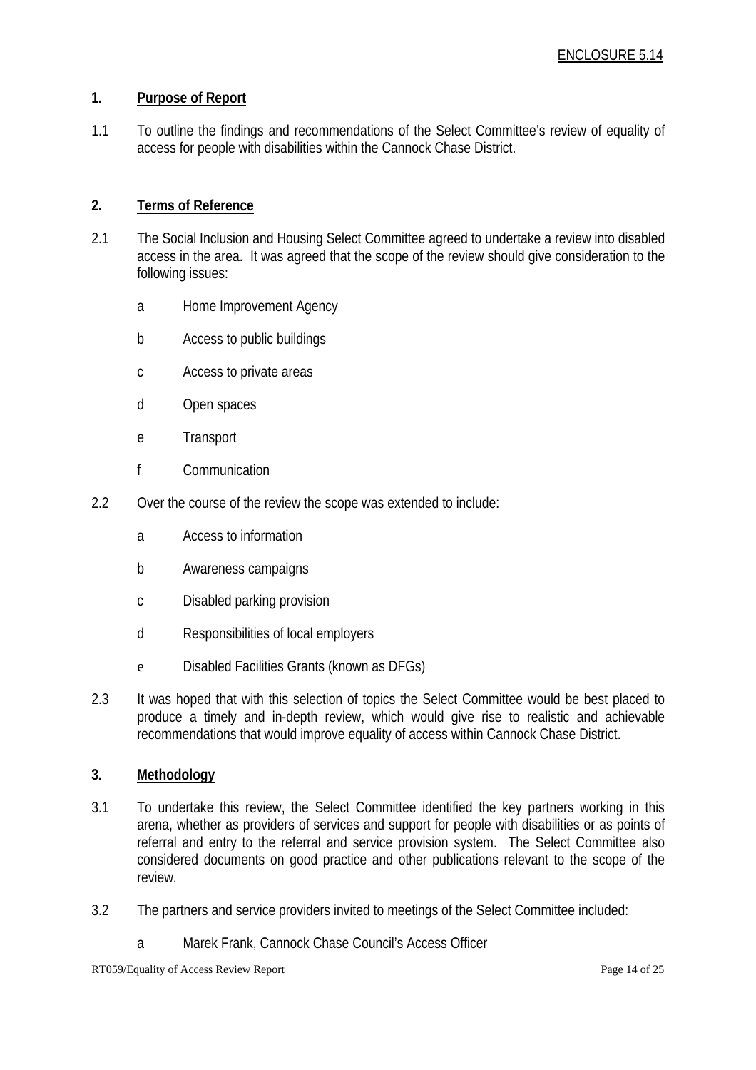ENCLOSURE 5.14

## 1. Purpose of Report

1.1 To outline the findings and recommendations of the Select Committee's review of equality of access for people with disabilities within the Cannock Chase District.

## 2. Terms of Reference

2.1 The Social Inclusion and Housing Select Committee agreed to undertake a review into disabled access in the area. It was agreed that the scope of the review should give consideration to the following issues:

- a Home Improvement Agency
- b Access to public buildings
- c Access to private areas
- d Open spaces
- e Transport
- f Communication

2.2 Over the course of the review the scope was extended to include:

- a Access to information
- b Awareness campaigns
- c Disabled parking provision
- d Responsibilities of local employers
- e Disabled Facilities Grants (known as DFGs)

2.3 It was hoped that with this selection of topics the Select Committee would be best placed to produce a timely and in-depth review, which would give rise to realistic and achievable recommendations that would improve equality of access within Cannock Chase District.

## 3. Methodology

3.1 To undertake this review, the Select Committee identified the key partners working in this arena, whether as providers of services and support for people with disabilities or as points of referral and entry to the referral and service provision system. The Select Committee also considered documents on good practice and other publications relevant to the scope of the review.

3.2 The partners and service providers invited to meetings of the Select Committee included:

- a Marek Frank, Cannock Chase Council's Access Officer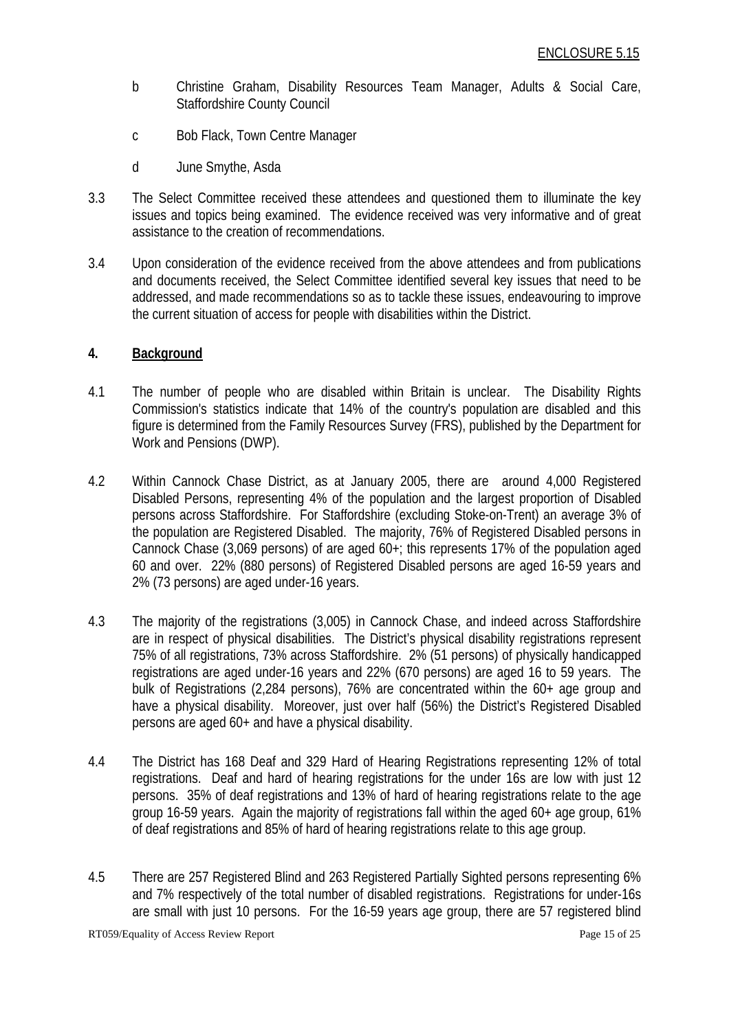b Christine Graham, Disability Resources Team Manager, Adults & Social Care, Staffordshire County Council

c Bob Flack, Town Centre Manager

d June Smythe, Asda

3.3 The Select Committee received these attendees and questioned them to illuminate the key issues and topics being examined. The evidence received was very informative and of great assistance to the creation of recommendations.

3.4 Upon consideration of the evidence received from the above attendees and from publications and documents received, the Select Committee identified several key issues that need to be addressed, and made recommendations so as to tackle these issues, endeavouring to improve the current situation of access for people with disabilities within the District.

## 4. Background

4.1 The number of people who are disabled within Britain is unclear. The Disability Rights Commission's statistics indicate that 14% of the country's population are disabled and this figure is determined from the Family Resources Survey (FRS), published by the Department for Work and Pensions (DWP).

4.2 Within Cannock Chase District, as at January 2005, there are around 4,000 Registered Disabled Persons, representing 4% of the population and the largest proportion of Disabled persons across Staffordshire. For Staffordshire (excluding Stoke-on-Trent) an average 3% of the population are Registered Disabled. The majority, 76% of Registered Disabled persons in Cannock Chase (3,069 persons) of are aged 60+; this represents 17% of the population aged 60 and over. 22% (880 persons) of Registered Disabled persons are aged 16-59 years and 2% (73 persons) are aged under-16 years.

4.3 The majority of the registrations (3,005) in Cannock Chase, and indeed across Staffordshire are in respect of physical disabilities. The District's physical disability registrations represent 75% of all registrations, 73% across Staffordshire. 2% (51 persons) of physically handicapped registrations are aged under-16 years and 22% (670 persons) are aged 16 to 59 years. The bulk of Registrations (2,284 persons), 76% are concentrated within the 60+ age group and have a physical disability. Moreover, just over half (56%) the District's Registered Disabled persons are aged 60+ and have a physical disability.

4.4 The District has 168 Deaf and 329 Hard of Hearing Registrations representing 12% of total registrations. Deaf and hard of hearing registrations for the under 16s are low with just 12 persons. 35% of deaf registrations and 13% of hard of hearing registrations relate to the age group 16-59 years. Again the majority of registrations fall within the aged 60+ age group, 61% of deaf registrations and 85% of hard of hearing registrations relate to this age group.

4.5 There are 257 Registered Blind and 263 Registered Partially Sighted persons representing 6% and 7% respectively of the total number of disabled registrations. Registrations for under-16s are small with just 10 persons. For the 16-59 years age group, there are 57 registered blind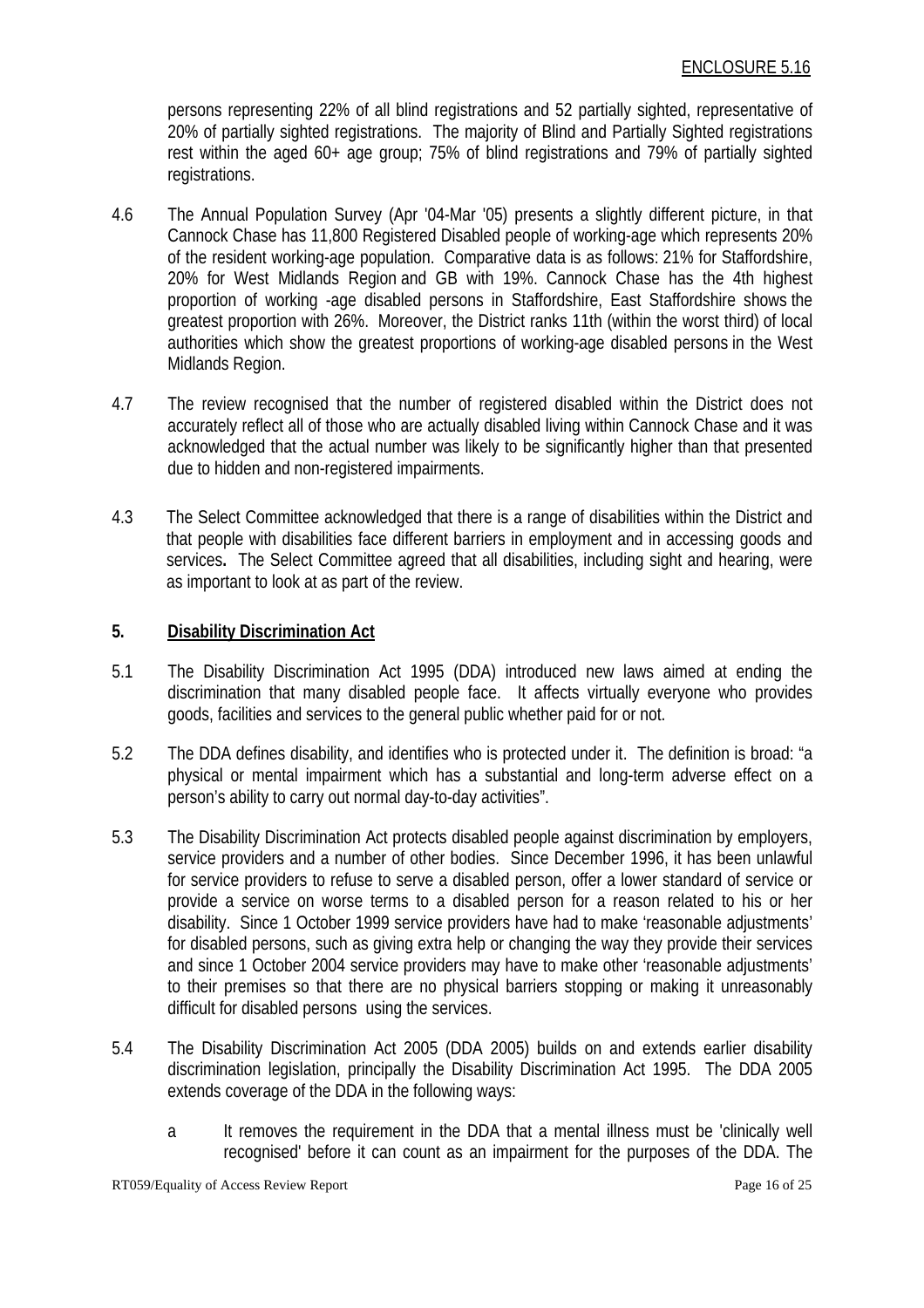persons representing 22% of all blind registrations and 52 partially sighted, representative of 20% of partially sighted registrations. The majority of Blind and Partially Sighted registrations rest within the aged 60+ age group; 75% of blind registrations and 79% of partially sighted registrations.

4.6 The Annual Population Survey (Apr '04-Mar '05) presents a slightly different picture, in that Cannock Chase has 11,800 Registered Disabled people of working-age which represents 20% of the resident working-age population. Comparative data is as follows: 21% for Staffordshire, 20% for West Midlands Region and GB with 19%. Cannock Chase has the 4th highest proportion of working -age disabled persons in Staffordshire, East Staffordshire shows the greatest proportion with 26%. Moreover, the District ranks 11th (within the worst third) of local authorities which show the greatest proportions of working-age disabled persons in the West Midlands Region.

4.7 The review recognised that the number of registered disabled within the District does not accurately reflect all of those who are actually disabled living within Cannock Chase and it was acknowledged that the actual number was likely to be significantly higher than that presented due to hidden and non-registered impairments.

4.3 The Select Committee acknowledged that there is a range of disabilities within the District and that people with disabilities face different barriers in employment and in accessing goods and services**.** The Select Committee agreed that all disabilities, including sight and hearing, were as important to look at as part of the review.

## 5. Disability Discrimination Act

5.1 The Disability Discrimination Act 1995 (DDA) introduced new laws aimed at ending the discrimination that many disabled people face. It affects virtually everyone who provides goods, facilities and services to the general public whether paid for or not.

5.2 The DDA defines disability, and identifies who is protected under it. The definition is broad: "a physical or mental impairment which has a substantial and long-term adverse effect on a person's ability to carry out normal day-to-day activities".

5.3 The Disability Discrimination Act protects disabled people against discrimination by employers, service providers and a number of other bodies. Since December 1996, it has been unlawful for service providers to refuse to serve a disabled person, offer a lower standard of service or provide a service on worse terms to a disabled person for a reason related to his or her disability. Since 1 October 1999 service providers have had to make 'reasonable adjustments' for disabled persons, such as giving extra help or changing the way they provide their services and since 1 October 2004 service providers may have to make other 'reasonable adjustments' to their premises so that there are no physical barriers stopping or making it unreasonably difficult for disabled persons using the services.

5.4 The Disability Discrimination Act 2005 (DDA 2005) builds on and extends earlier disability discrimination legislation, principally the Disability Discrimination Act 1995. The DDA 2005 extends coverage of the DDA in the following ways:

a It removes the requirement in the DDA that a mental illness must be 'clinically well recognised' before it can count as an impairment for the purposes of the DDA. The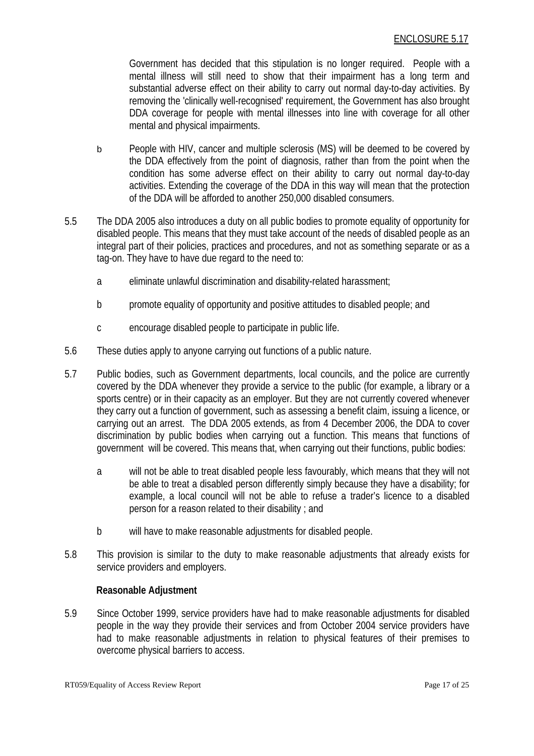Government has decided that this stipulation is no longer required. People with a mental illness will still need to show that their impairment has a long term and substantial adverse effect on their ability to carry out normal day-to-day activities. By removing the 'clinically well-recognised' requirement, the Government has also brought DDA coverage for people with mental illnesses into line with coverage for all other mental and physical impairments.

b People with HIV, cancer and multiple sclerosis (MS) will be deemed to be covered by the DDA effectively from the point of diagnosis, rather than from the point when the condition has some adverse effect on their ability to carry out normal day-to-day activities. Extending the coverage of the DDA in this way will mean that the protection of the DDA will be afforded to another 250,000 disabled consumers.

5.5 The DDA 2005 also introduces a duty on all public bodies to promote equality of opportunity for disabled people. This means that they must take account of the needs of disabled people as an integral part of their policies, practices and procedures, and not as something separate or as a tag-on. They have to have due regard to the need to:

a eliminate unlawful discrimination and disability-related harassment;

b promote equality of opportunity and positive attitudes to disabled people; and

c encourage disabled people to participate in public life.

5.6 These duties apply to anyone carrying out functions of a public nature.

5.7 Public bodies, such as Government departments, local councils, and the police are currently covered by the DDA whenever they provide a service to the public (for example, a library or a sports centre) or in their capacity as an employer. But they are not currently covered whenever they carry out a function of government, such as assessing a benefit claim, issuing a licence, or carrying out an arrest. The DDA 2005 extends, as from 4 December 2006, the DDA to cover discrimination by public bodies when carrying out a function. This means that functions of government will be covered. This means that, when carrying out their functions, public bodies:

a will not be able to treat disabled people less favourably, which means that they will not be able to treat a disabled person differently simply because they have a disability; for example, a local council will not be able to refuse a trader's licence to a disabled person for a reason related to their disability ; and

b will have to make reasonable adjustments for disabled people.

5.8 This provision is similar to the duty to make reasonable adjustments that already exists for service providers and employers.

**Reasonable Adjustment**

5.9 Since October 1999, service providers have had to make reasonable adjustments for disabled people in the way they provide their services and from October 2004 service providers have had to make reasonable adjustments in relation to physical features of their premises to overcome physical barriers to access.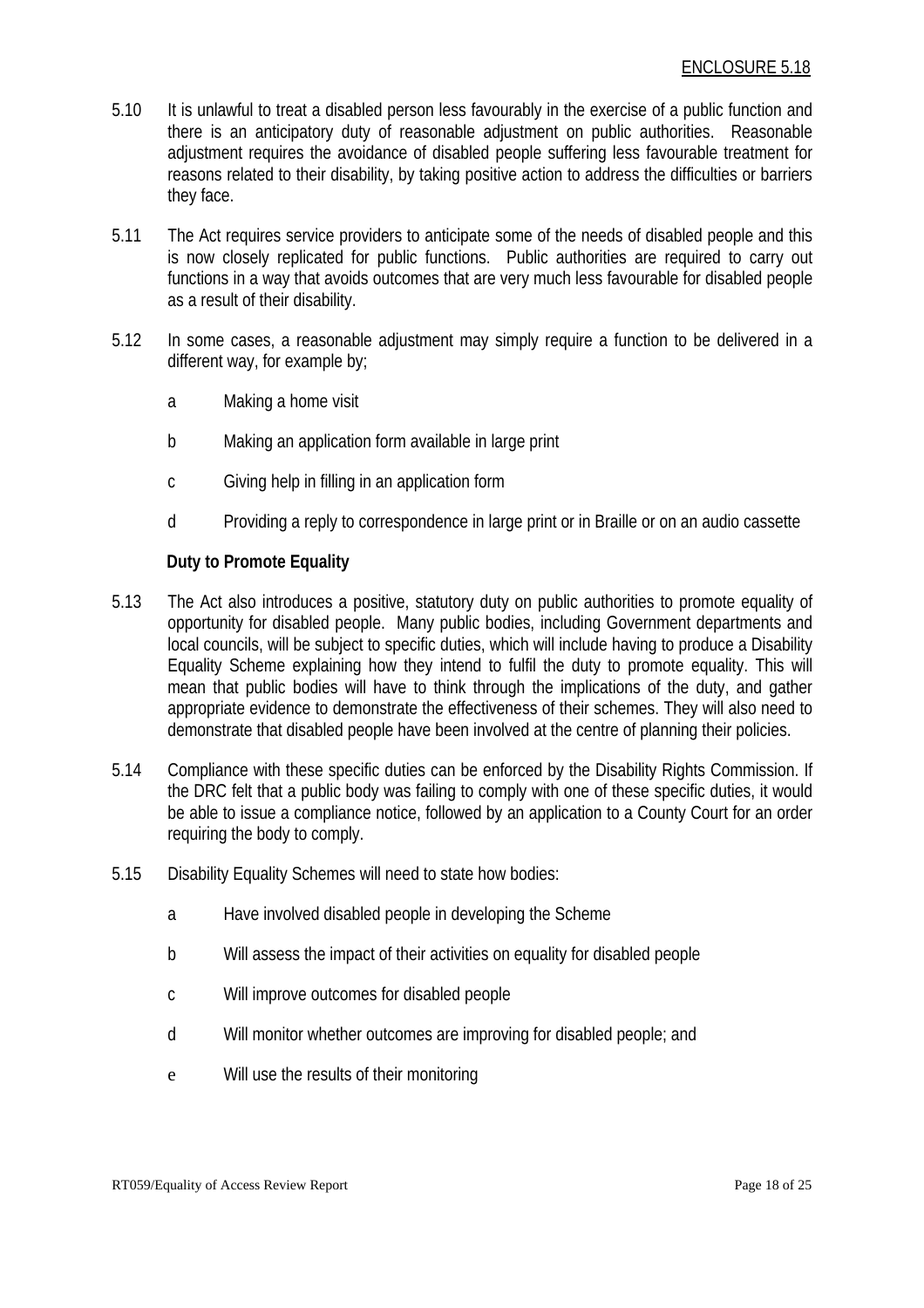ENCLOSURE 5.18

5.10 It is unlawful to treat a disabled person less favourably in the exercise of a public function and there is an anticipatory duty of reasonable adjustment on public authorities. Reasonable adjustment requires the avoidance of disabled people suffering less favourable treatment for reasons related to their disability, by taking positive action to address the difficulties or barriers they face.

5.11 The Act requires service providers to anticipate some of the needs of disabled people and this is now closely replicated for public functions. Public authorities are required to carry out functions in a way that avoids outcomes that are very much less favourable for disabled people as a result of their disability.

5.12 In some cases, a reasonable adjustment may simply require a function to be delivered in a different way, for example by;

a Making a home visit

b Making an application form available in large print

c Giving help in filling in an application form

d Providing a reply to correspondence in large print or in Braille or on an audio cassette

**Duty to Promote Equality**

5.13 The Act also introduces a positive, statutory duty on public authorities to promote equality of opportunity for disabled people. Many public bodies, including Government departments and local councils, will be subject to specific duties, which will include having to produce a Disability Equality Scheme explaining how they intend to fulfil the duty to promote equality. This will mean that public bodies will have to think through the implications of the duty, and gather appropriate evidence to demonstrate the effectiveness of their schemes. They will also need to demonstrate that disabled people have been involved at the centre of planning their policies.

5.14 Compliance with these specific duties can be enforced by the Disability Rights Commission. If the DRC felt that a public body was failing to comply with one of these specific duties, it would be able to issue a compliance notice, followed by an application to a County Court for an order requiring the body to comply.

5.15 Disability Equality Schemes will need to state how bodies:

a Have involved disabled people in developing the Scheme

b Will assess the impact of their activities on equality for disabled people

c Will improve outcomes for disabled people

d Will monitor whether outcomes are improving for disabled people; and

e Will use the results of their monitoring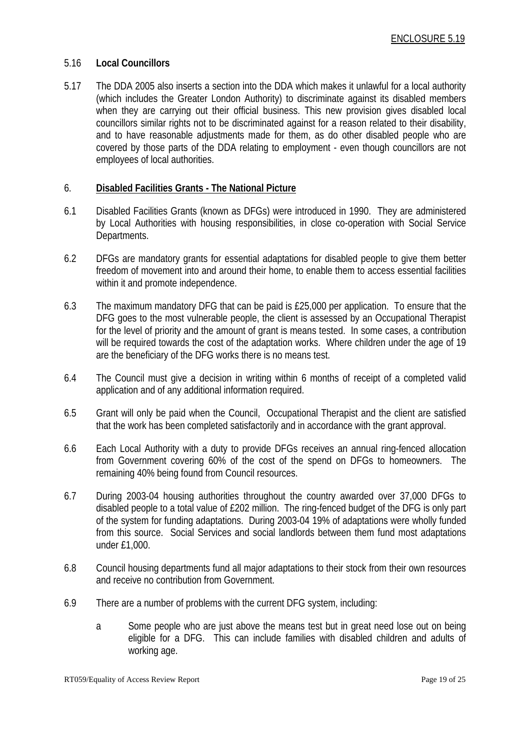ENCLOSURE 5.19

5.16 **Local Councillors**

5.17 The DDA 2005 also inserts a section into the DDA which makes it unlawful for a local authority (which includes the Greater London Authority) to discriminate against its disabled members when they are carrying out their official business. This new provision gives disabled local councillors similar rights not to be discriminated against for a reason related to their disability, and to have reasonable adjustments made for them, as do other disabled people who are covered by those parts of the DDA relating to employment - even though councillors are not employees of local authorities.

## 6. Disabled Facilities Grants - The National Picture

6.1 Disabled Facilities Grants (known as DFGs) were introduced in 1990. They are administered by Local Authorities with housing responsibilities, in close co-operation with Social Service Departments.

6.2 DFGs are mandatory grants for essential adaptations for disabled people to give them better freedom of movement into and around their home, to enable them to access essential facilities within it and promote independence.

6.3 The maximum mandatory DFG that can be paid is £25,000 per application. To ensure that the DFG goes to the most vulnerable people, the client is assessed by an Occupational Therapist for the level of priority and the amount of grant is means tested. In some cases, a contribution will be required towards the cost of the adaptation works. Where children under the age of 19 are the beneficiary of the DFG works there is no means test.

6.4 The Council must give a decision in writing within 6 months of receipt of a completed valid application and of any additional information required.

6.5 Grant will only be paid when the Council, Occupational Therapist and the client are satisfied that the work has been completed satisfactorily and in accordance with the grant approval.

6.6 Each Local Authority with a duty to provide DFGs receives an annual ring-fenced allocation from Government covering 60% of the cost of the spend on DFGs to homeowners. The remaining 40% being found from Council resources.

6.7 During 2003-04 housing authorities throughout the country awarded over 37,000 DFGs to disabled people to a total value of £202 million. The ring-fenced budget of the DFG is only part of the system for funding adaptations. During 2003-04 19% of adaptations were wholly funded from this source. Social Services and social landlords between them fund most adaptations under £1,000.

6.8 Council housing departments fund all major adaptations to their stock from their own resources and receive no contribution from Government.

6.9 There are a number of problems with the current DFG system, including:

a. Some people who are just above the means test but in great need lose out on being eligible for a DFG. This can include families with disabled children and adults of working age.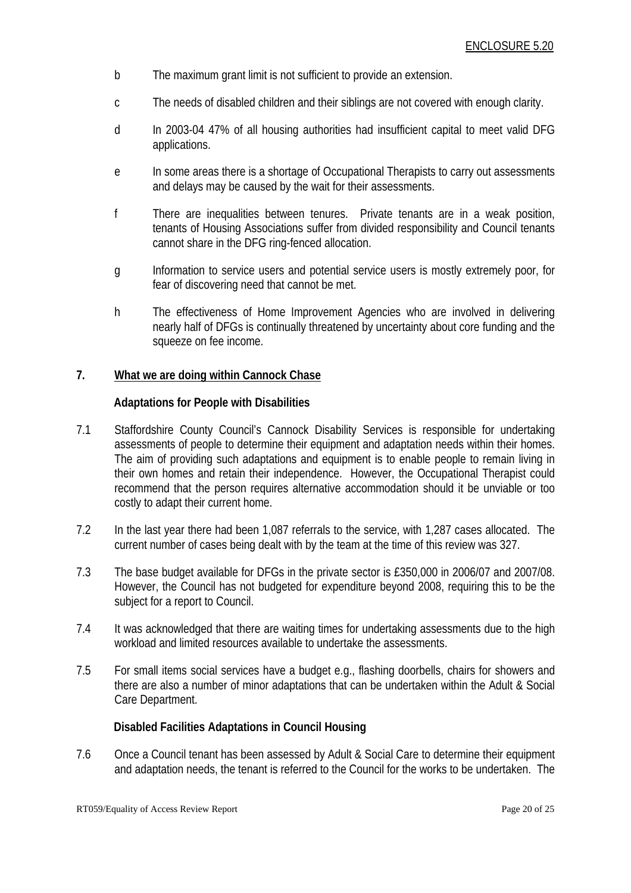ENCLOSURE 5.20

b The maximum grant limit is not sufficient to provide an extension.

c The needs of disabled children and their siblings are not covered with enough clarity.

d In 2003-04 47% of all housing authorities had insufficient capital to meet valid DFG applications.

e In some areas there is a shortage of Occupational Therapists to carry out assessments and delays may be caused by the wait for their assessments.

f There are inequalities between tenures. Private tenants are in a weak position, tenants of Housing Associations suffer from divided responsibility and Council tenants cannot share in the DFG ring-fenced allocation.

g Information to service users and potential service users is mostly extremely poor, for fear of discovering need that cannot be met.

h The effectiveness of Home Improvement Agencies who are involved in delivering nearly half of DFGs is continually threatened by uncertainty about core funding and the squeeze on fee income.

## 7. What we are doing within Cannock Chase

### Adaptations for People with Disabilities

7.1 Staffordshire County Council's Cannock Disability Services is responsible for undertaking assessments of people to determine their equipment and adaptation needs within their homes. The aim of providing such adaptations and equipment is to enable people to remain living in their own homes and retain their independence. However, the Occupational Therapist could recommend that the person requires alternative accommodation should it be unviable or too costly to adapt their current home.

7.2 In the last year there had been 1,087 referrals to the service, with 1,287 cases allocated. The current number of cases being dealt with by the team at the time of this review was 327.

7.3 The base budget available for DFGs in the private sector is £350,000 in 2006/07 and 2007/08. However, the Council has not budgeted for expenditure beyond 2008, requiring this to be the subject for a report to Council.

7.4 It was acknowledged that there are waiting times for undertaking assessments due to the high workload and limited resources available to undertake the assessments.

7.5 For small items social services have a budget e.g., flashing doorbells, chairs for showers and there are also a number of minor adaptations that can be undertaken within the Adult & Social Care Department.

### Disabled Facilities Adaptations in Council Housing

7.6 Once a Council tenant has been assessed by Adult & Social Care to determine their equipment and adaptation needs, the tenant is referred to the Council for the works to be undertaken. The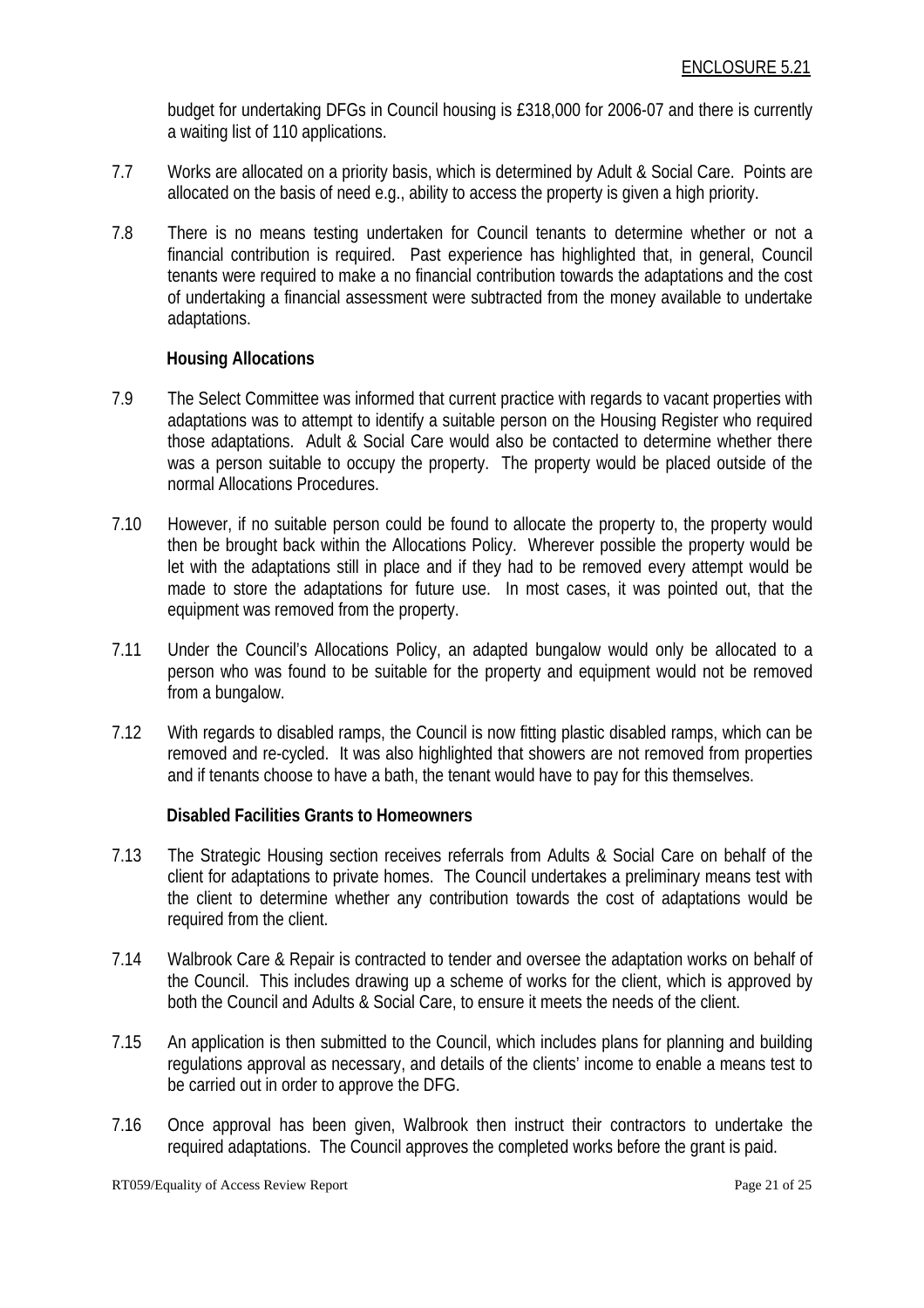budget for undertaking DFGs in Council housing is £318,000 for 2006-07 and there is currently a waiting list of 110 applications.

7.7 Works are allocated on a priority basis, which is determined by Adult & Social Care. Points are allocated on the basis of need e.g., ability to access the property is given a high priority.

7.8 There is no means testing undertaken for Council tenants to determine whether or not a financial contribution is required. Past experience has highlighted that, in general, Council tenants were required to make a no financial contribution towards the adaptations and the cost of undertaking a financial assessment were subtracted from the money available to undertake adaptations.

**Housing Allocations**

7.9 The Select Committee was informed that current practice with regards to vacant properties with adaptations was to attempt to identify a suitable person on the Housing Register who required those adaptations. Adult & Social Care would also be contacted to determine whether there was a person suitable to occupy the property. The property would be placed outside of the normal Allocations Procedures.

7.10 However, if no suitable person could be found to allocate the property to, the property would then be brought back within the Allocations Policy. Wherever possible the property would be let with the adaptations still in place and if they had to be removed every attempt would be made to store the adaptations for future use. In most cases, it was pointed out, that the equipment was removed from the property.

7.11 Under the Council's Allocations Policy, an adapted bungalow would only be allocated to a person who was found to be suitable for the property and equipment would not be removed from a bungalow.

7.12 With regards to disabled ramps, the Council is now fitting plastic disabled ramps, which can be removed and re-cycled. It was also highlighted that showers are not removed from properties and if tenants choose to have a bath, the tenant would have to pay for this themselves.

**Disabled Facilities Grants to Homeowners**

7.13 The Strategic Housing section receives referrals from Adults & Social Care on behalf of the client for adaptations to private homes. The Council undertakes a preliminary means test with the client to determine whether any contribution towards the cost of adaptations would be required from the client.

7.14 Walbrook Care & Repair is contracted to tender and oversee the adaptation works on behalf of the Council. This includes drawing up a scheme of works for the client, which is approved by both the Council and Adults & Social Care, to ensure it meets the needs of the client.

7.15 An application is then submitted to the Council, which includes plans for planning and building regulations approval as necessary, and details of the clients' income to enable a means test to be carried out in order to approve the DFG.

7.16 Once approval has been given, Walbrook then instruct their contractors to undertake the required adaptations. The Council approves the completed works before the grant is paid.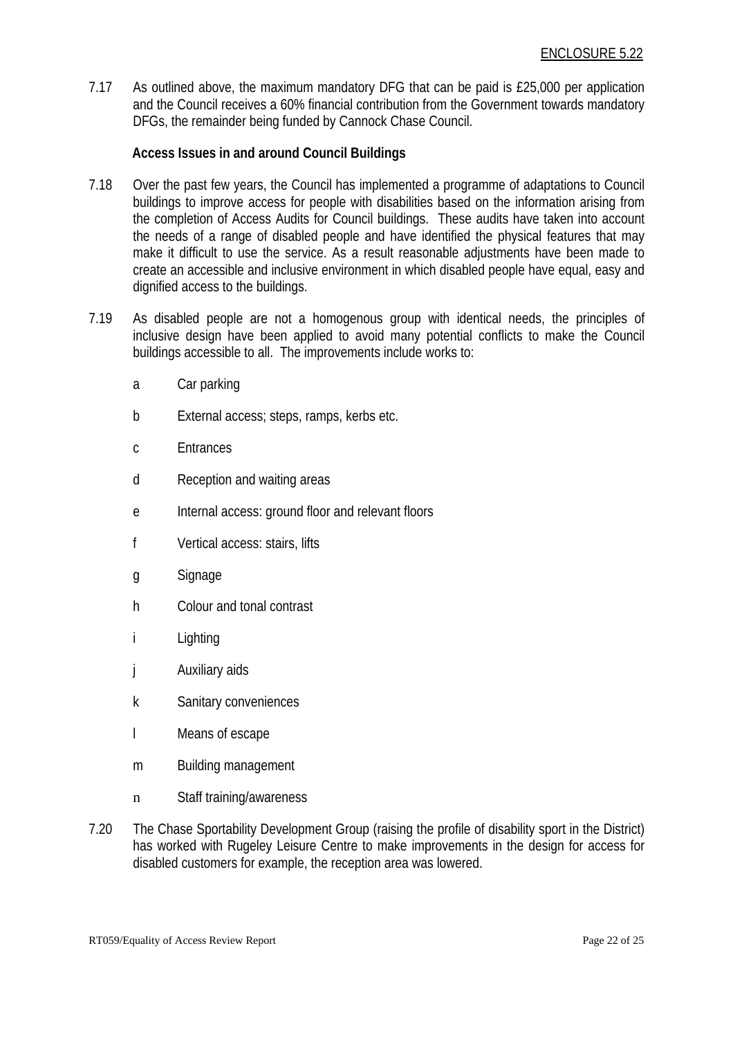7.17 As outlined above, the maximum mandatory DFG that can be paid is £25,000 per application and the Council receives a 60% financial contribution from the Government towards mandatory DFGs, the remainder being funded by Cannock Chase Council.

**Access Issues in and around Council Buildings**

7.18 Over the past few years, the Council has implemented a programme of adaptations to Council buildings to improve access for people with disabilities based on the information arising from the completion of Access Audits for Council buildings. These audits have taken into account the needs of a range of disabled people and have identified the physical features that may make it difficult to use the service. As a result reasonable adjustments have been made to create an accessible and inclusive environment in which disabled people have equal, easy and dignified access to the buildings.

7.19 As disabled people are not a homogenous group with identical needs, the principles of inclusive design have been applied to avoid many potential conflicts to make the Council buildings accessible to all. The improvements include works to:

- a Car parking
- b External access; steps, ramps, kerbs etc.
- c Entrances
- d Reception and waiting areas
- e Internal access: ground floor and relevant floors
- f Vertical access: stairs, lifts
- g Signage
- h Colour and tonal contrast
- i Lighting
- j Auxiliary aids
- k Sanitary conveniences
- l Means of escape
- m Building management
- n Staff training/awareness

7.20 The Chase Sportability Development Group (raising the profile of disability sport in the District) has worked with Rugeley Leisure Centre to make improvements in the design for access for disabled customers for example, the reception area was lowered.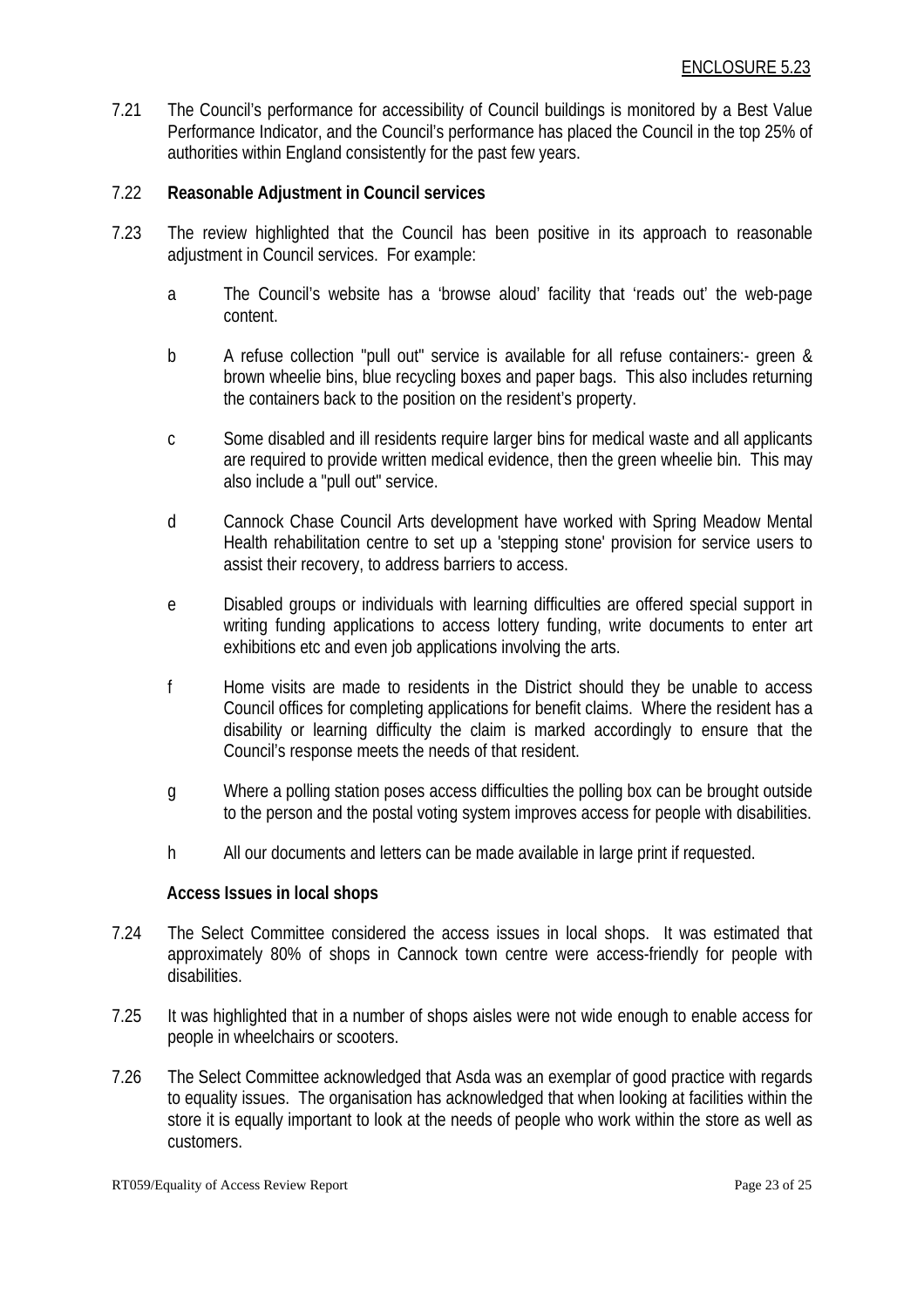7.21 The Council's performance for accessibility of Council buildings is monitored by a Best Value Performance Indicator, and the Council's performance has placed the Council in the top 25% of authorities within England consistently for the past few years.

7.22 **Reasonable Adjustment in Council services**

7.23 The review highlighted that the Council has been positive in its approach to reasonable adjustment in Council services. For example:

a The Council's website has a 'browse aloud' facility that 'reads out' the web-page content.

b A refuse collection "pull out" service is available for all refuse containers:- green & brown wheelie bins, blue recycling boxes and paper bags. This also includes returning the containers back to the position on the resident's property.

c Some disabled and ill residents require larger bins for medical waste and all applicants are required to provide written medical evidence, then the green wheelie bin. This may also include a "pull out" service.

d Cannock Chase Council Arts development have worked with Spring Meadow Mental Health rehabilitation centre to set up a 'stepping stone' provision for service users to assist their recovery, to address barriers to access.

e Disabled groups or individuals with learning difficulties are offered special support in writing funding applications to access lottery funding, write documents to enter art exhibitions etc and even job applications involving the arts.

f Home visits are made to residents in the District should they be unable to access Council offices for completing applications for benefit claims. Where the resident has a disability or learning difficulty the claim is marked accordingly to ensure that the Council's response meets the needs of that resident.

g Where a polling station poses access difficulties the polling box can be brought outside to the person and the postal voting system improves access for people with disabilities.

h All our documents and letters can be made available in large print if requested.

**Access Issues in local shops**

7.24 The Select Committee considered the access issues in local shops. It was estimated that approximately 80% of shops in Cannock town centre were access-friendly for people with disabilities.

7.25 It was highlighted that in a number of shops aisles were not wide enough to enable access for people in wheelchairs or scooters.

7.26 The Select Committee acknowledged that Asda was an exemplar of good practice with regards to equality issues. The organisation has acknowledged that when looking at facilities within the store it is equally important to look at the needs of people who work within the store as well as customers.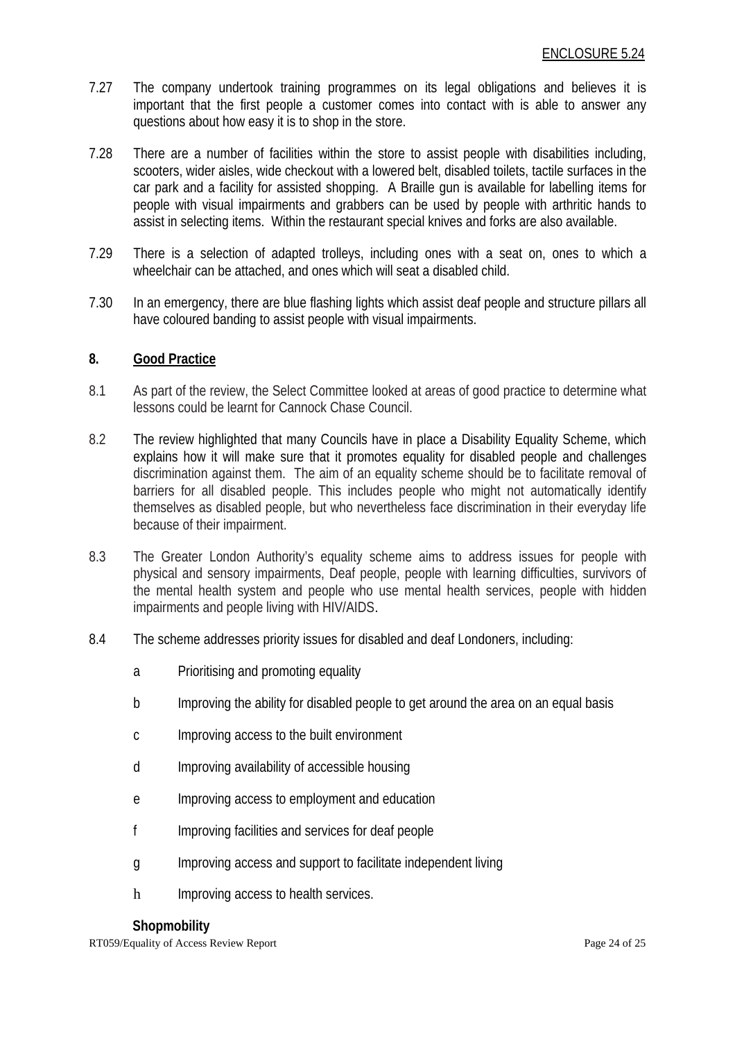ENCLOSURE 5.24

7.27 The company undertook training programmes on its legal obligations and believes it is important that the first people a customer comes into contact with is able to answer any questions about how easy it is to shop in the store.

7.28 There are a number of facilities within the store to assist people with disabilities including, scooters, wider aisles, wide checkout with a lowered belt, disabled toilets, tactile surfaces in the car park and a facility for assisted shopping. A Braille gun is available for labelling items for people with visual impairments and grabbers can be used by people with arthritic hands to assist in selecting items. Within the restaurant special knives and forks are also available.

7.29 There is a selection of adapted trolleys, including ones with a seat on, ones to which a wheelchair can be attached, and ones which will seat a disabled child.

7.30 In an emergency, there are blue flashing lights which assist deaf people and structure pillars all have coloured banding to assist people with visual impairments.

## 8. Good Practice

8.1 As part of the review, the Select Committee looked at areas of good practice to determine what lessons could be learnt for Cannock Chase Council.

8.2 The review highlighted that many Councils have in place a Disability Equality Scheme, which explains how it will make sure that it promotes equality for disabled people and challenges discrimination against them. The aim of an equality scheme should be to facilitate removal of barriers for all disabled people. This includes people who might not automatically identify themselves as disabled people, but who nevertheless face discrimination in their everyday life because of their impairment.

8.3 The Greater London Authority's equality scheme aims to address issues for people with physical and sensory impairments, Deaf people, people with learning difficulties, survivors of the mental health system and people who use mental health services, people with hidden impairments and people living with HIV/AIDS.

8.4 The scheme addresses priority issues for disabled and deaf Londoners, including:

- a Prioritising and promoting equality
- b Improving the ability for disabled people to get around the area on an equal basis
- c Improving access to the built environment
- d Improving availability of accessible housing
- e Improving access to employment and education
- f Improving facilities and services for deaf people
- g Improving access and support to facilitate independent living
- h Improving access to health services.

**Shopmobility**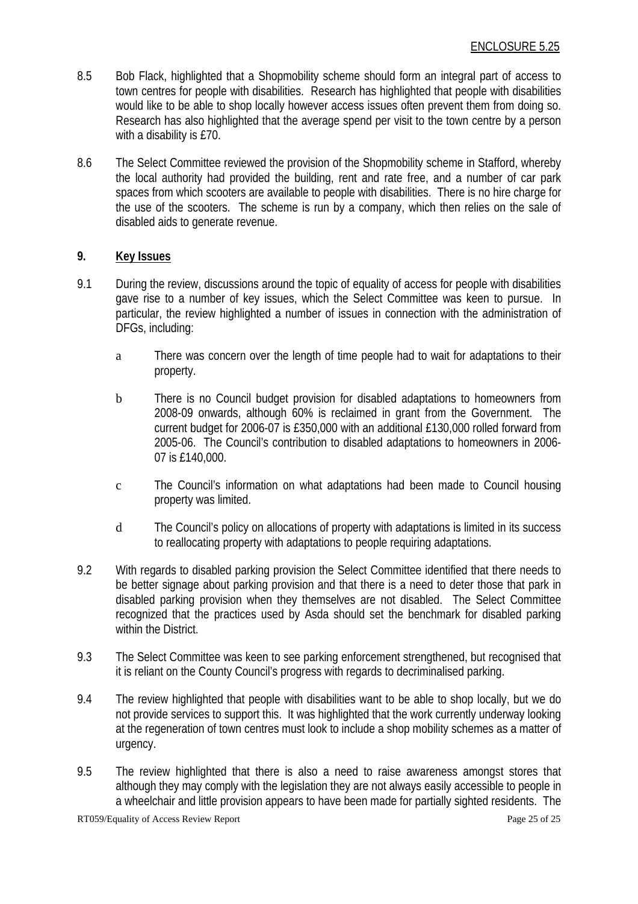8.5 Bob Flack, highlighted that a Shopmobility scheme should form an integral part of access to town centres for people with disabilities. Research has highlighted that people with disabilities would like to be able to shop locally however access issues often prevent them from doing so. Research has also highlighted that the average spend per visit to the town centre by a person with a disability is £70.

8.6 The Select Committee reviewed the provision of the Shopmobility scheme in Stafford, whereby the local authority had provided the building, rent and rate free, and a number of car park spaces from which scooters are available to people with disabilities. There is no hire charge for the use of the scooters. The scheme is run by a company, which then relies on the sale of disabled aids to generate revenue.

## 9. Key Issues

9.1 During the review, discussions around the topic of equality of access for people with disabilities gave rise to a number of key issues, which the Select Committee was keen to pursue. In particular, the review highlighted a number of issues in connection with the administration of DFGs, including:

a There was concern over the length of time people had to wait for adaptations to their property.

b There is no Council budget provision for disabled adaptations to homeowners from 2008-09 onwards, although 60% is reclaimed in grant from the Government. The current budget for 2006-07 is £350,000 with an additional £130,000 rolled forward from 2005-06. The Council's contribution to disabled adaptations to homeowners in 2006-07 is £140,000.

c The Council's information on what adaptations had been made to Council housing property was limited.

d The Council's policy on allocations of property with adaptations is limited in its success to reallocating property with adaptations to people requiring adaptations.

9.2 With regards to disabled parking provision the Select Committee identified that there needs to be better signage about parking provision and that there is a need to deter those that park in disabled parking provision when they themselves are not disabled. The Select Committee recognized that the practices used by Asda should set the benchmark for disabled parking within the District.

9.3 The Select Committee was keen to see parking enforcement strengthened, but recognised that it is reliant on the County Council's progress with regards to decriminalised parking.

9.4 The review highlighted that people with disabilities want to be able to shop locally, but we do not provide services to support this. It was highlighted that the work currently underway looking at the regeneration of town centres must look to include a shop mobility schemes as a matter of urgency.

9.5 The review highlighted that there is also a need to raise awareness amongst stores that although they may comply with the legislation they are not always easily accessible to people in a wheelchair and little provision appears to have been made for partially sighted residents. The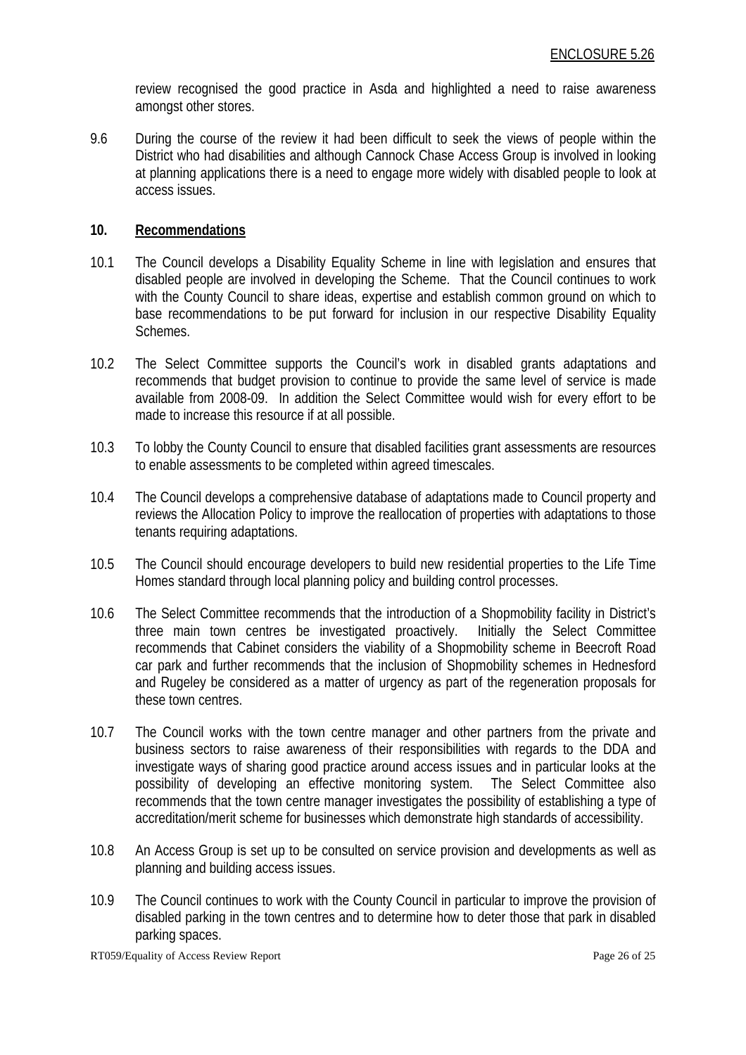review recognised the good practice in Asda and highlighted a need to raise awareness amongst other stores.

9.6 During the course of the review it had been difficult to seek the views of people within the District who had disabilities and although Cannock Chase Access Group is involved in looking at planning applications there is a need to engage more widely with disabled people to look at access issues.

## 10. Recommendations

10.1 The Council develops a Disability Equality Scheme in line with legislation and ensures that disabled people are involved in developing the Scheme. That the Council continues to work with the County Council to share ideas, expertise and establish common ground on which to base recommendations to be put forward for inclusion in our respective Disability Equality Schemes.

10.2 The Select Committee supports the Council's work in disabled grants adaptations and recommends that budget provision to continue to provide the same level of service is made available from 2008-09. In addition the Select Committee would wish for every effort to be made to increase this resource if at all possible.

10.3 To lobby the County Council to ensure that disabled facilities grant assessments are resources to enable assessments to be completed within agreed timescales.

10.4 The Council develops a comprehensive database of adaptations made to Council property and reviews the Allocation Policy to improve the reallocation of properties with adaptations to those tenants requiring adaptations.

10.5 The Council should encourage developers to build new residential properties to the Life Time Homes standard through local planning policy and building control processes.

10.6 The Select Committee recommends that the introduction of a Shopmobility facility in District's three main town centres be investigated proactively. Initially the Select Committee recommends that Cabinet considers the viability of a Shopmobility scheme in Beecroft Road car park and further recommends that the inclusion of Shopmobility schemes in Hednesford and Rugeley be considered as a matter of urgency as part of the regeneration proposals for these town centres.

10.7 The Council works with the town centre manager and other partners from the private and business sectors to raise awareness of their responsibilities with regards to the DDA and investigate ways of sharing good practice around access issues and in particular looks at the possibility of developing an effective monitoring system. The Select Committee also recommends that the town centre manager investigates the possibility of establishing a type of accreditation/merit scheme for businesses which demonstrate high standards of accessibility.

10.8 An Access Group is set up to be consulted on service provision and developments as well as planning and building access issues.

10.9 The Council continues to work with the County Council in particular to improve the provision of disabled parking in the town centres and to determine how to deter those that park in disabled parking spaces.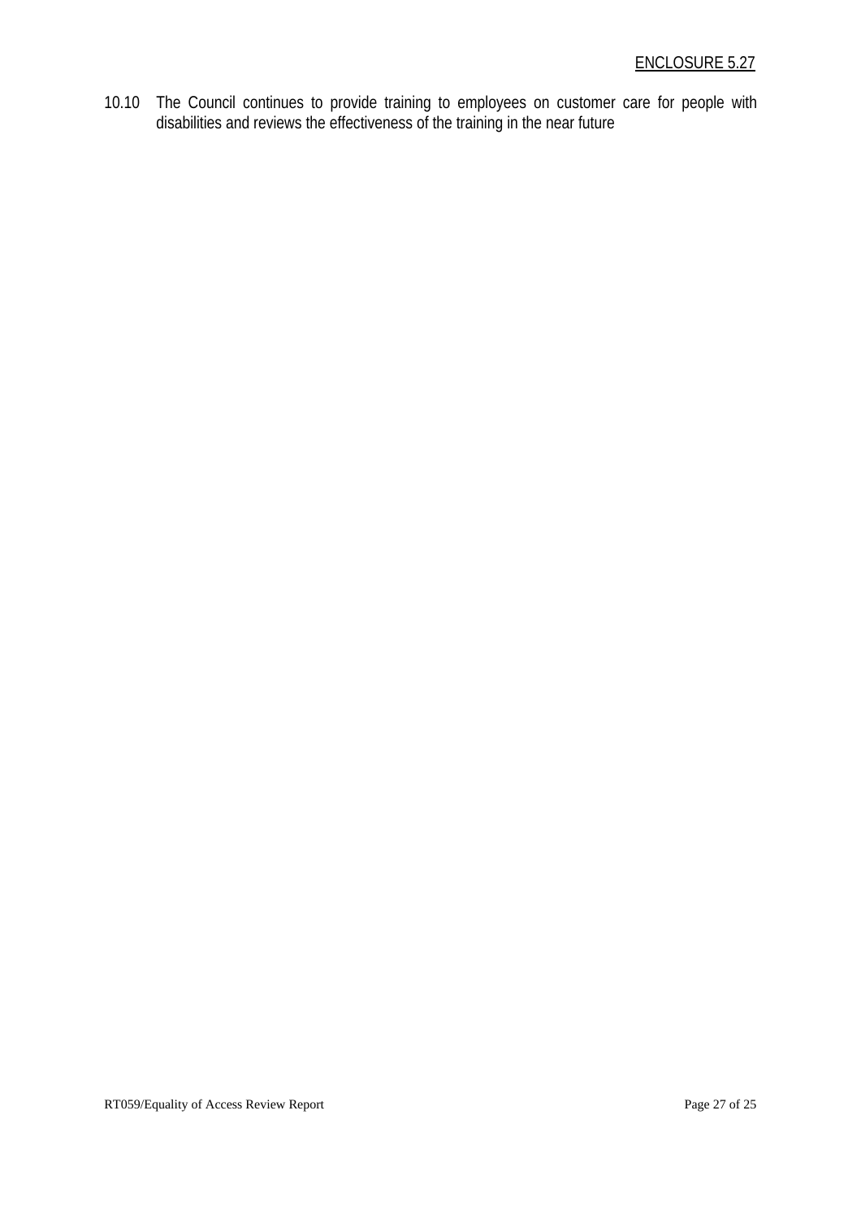ENCLOSURE 5.27

10.10 The Council continues to provide training to employees on customer care for people with disabilities and reviews the effectiveness of the training in the near future